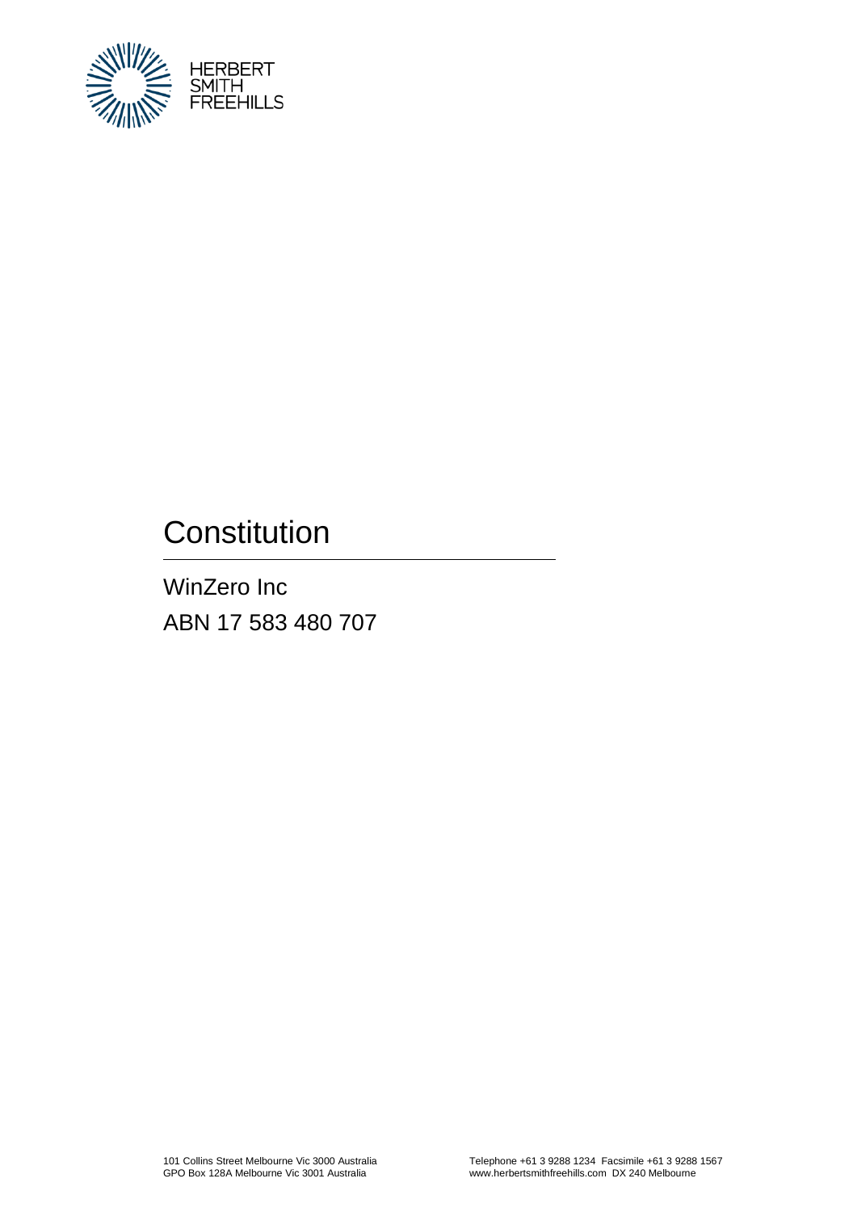HERBERT
SMITH
FREEHILLS

# Constitution

WinZero Inc

ABN 17 583 480 707

101 Collins Street Melbourne Vic 3000 Australia
GPO Box 128A Melbourne Vic 3001 Australia

Telephone +61 3 9288 1234 Facsimile +61 3 9288 1567
www.herbertsmithfreehills.com DX 240 Melbourne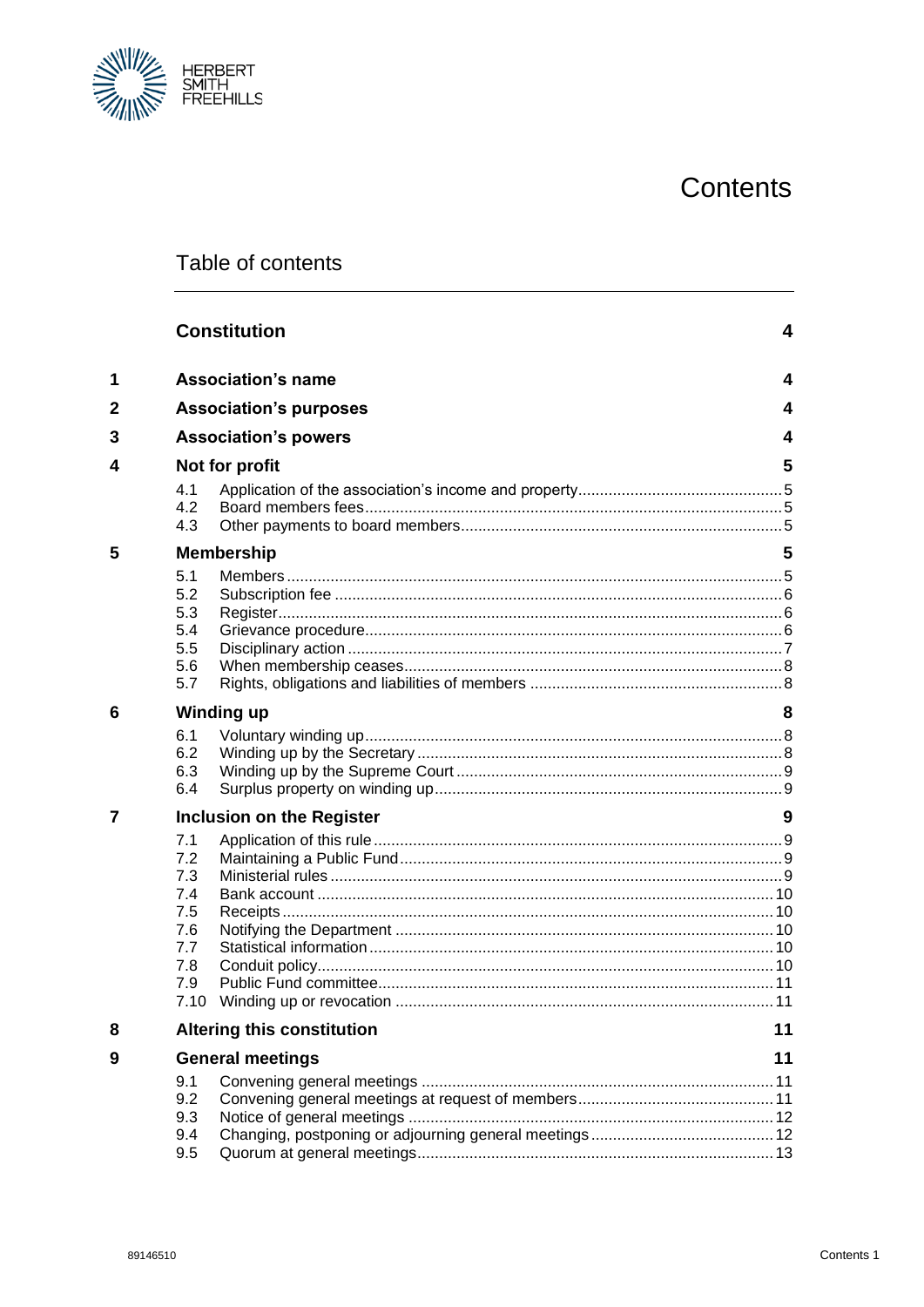# Contents

## Table of contents

| | | Page |
|---|---|---|
| | **Constitution** | **4** |
| **1** | **Association's name** | **4** |
| **2** | **Association's purposes** | **4** |
| **3** | **Association's powers** | **4** |
| **4** | **Not for profit** | **5** |
| | 4.1 Application of the association's income and property | 5 |
| | 4.2 Board members fees | 5 |
| | 4.3 Other payments to board members | 5 |
| **5** | **Membership** | **5** |
| | 5.1 Members | 5 |
| | 5.2 Subscription fee | 6 |
| | 5.3 Register | 6 |
| | 5.4 Grievance procedure | 6 |
| | 5.5 Disciplinary action | 7 |
| | 5.6 When membership ceases | 8 |
| | 5.7 Rights, obligations and liabilities of members | 8 |
| **6** | **Winding up** | **8** |
| | 6.1 Voluntary winding up | 8 |
| | 6.2 Winding up by the Secretary | 8 |
| | 6.3 Winding up by the Supreme Court | 9 |
| | 6.4 Surplus property on winding up | 9 |
| **7** | **Inclusion on the Register** | **9** |
| | 7.1 Application of this rule | 9 |
| | 7.2 Maintaining a Public Fund | 9 |
| | 7.3 Ministerial rules | 9 |
| | 7.4 Bank account | 10 |
| | 7.5 Receipts | 10 |
| | 7.6 Notifying the Department | 10 |
| | 7.7 Statistical information | 10 |
| | 7.8 Conduit policy | 10 |
| | 7.9 Public Fund committee | 11 |
| | 7.10 Winding up or revocation | 11 |
| **8** | **Altering this constitution** | **11** |
| **9** | **General meetings** | **11** |
| | 9.1 Convening general meetings | 11 |
| | 9.2 Convening general meetings at request of members | 11 |
| | 9.3 Notice of general meetings | 12 |
| | 9.4 Changing, postponing or adjourning general meetings | 12 |
| | 9.5 Quorum at general meetings | 13 |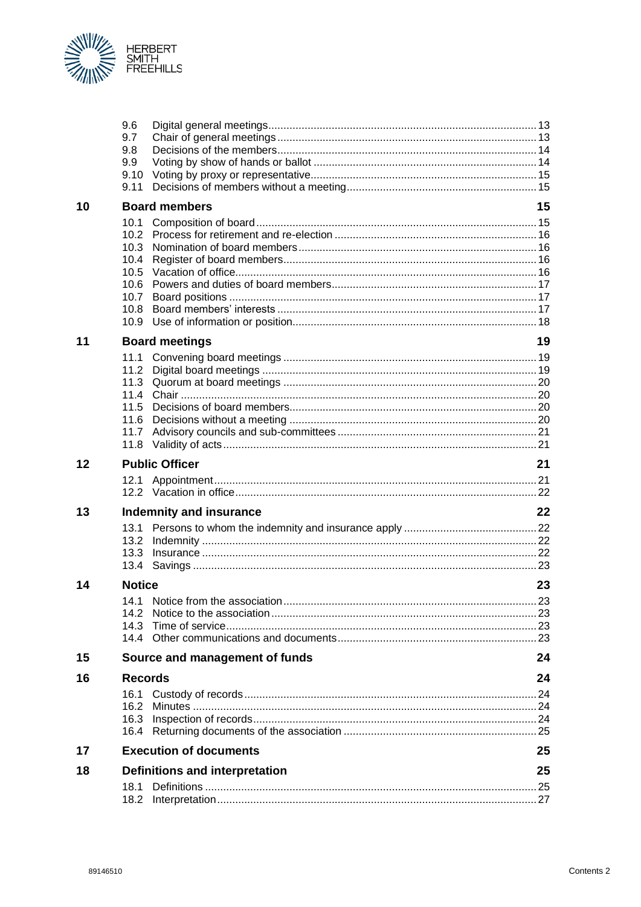| | | |
|---|---|---|
| 9.6 | Digital general meetings | 13 |
| 9.7 | Chair of general meetings | 13 |
| 9.8 | Decisions of the members | 14 |
| 9.9 | Voting by show of hands or ballot | 14 |
| 9.10 | Voting by proxy or representative | 15 |
| 9.11 | Decisions of members without a meeting | 15 |
| **10** | **Board members** | **15** |
| 10.1 | Composition of board | 15 |
| 10.2 | Process for retirement and re-election | 16 |
| 10.3 | Nomination of board members | 16 |
| 10.4 | Register of board members | 16 |
| 10.5 | Vacation of office | 16 |
| 10.6 | Powers and duties of board members | 17 |
| 10.7 | Board positions | 17 |
| 10.8 | Board members' interests | 17 |
| 10.9 | Use of information or position | 18 |
| **11** | **Board meetings** | **19** |
| 11.1 | Convening board meetings | 19 |
| 11.2 | Digital board meetings | 19 |
| 11.3 | Quorum at board meetings | 20 |
| 11.4 | Chair | 20 |
| 11.5 | Decisions of board members | 20 |
| 11.6 | Decisions without a meeting | 20 |
| 11.7 | Advisory councils and sub-committees | 21 |
| 11.8 | Validity of acts | 21 |
| **12** | **Public Officer** | **21** |
| 12.1 | Appointment | 21 |
| 12.2 | Vacation in office | 22 |
| **13** | **Indemnity and insurance** | **22** |
| 13.1 | Persons to whom the indemnity and insurance apply | 22 |
| 13.2 | Indemnity | 22 |
| 13.3 | Insurance | 22 |
| 13.4 | Savings | 23 |
| **14** | **Notice** | **23** |
| 14.1 | Notice from the association | 23 |
| 14.2 | Notice to the association | 23 |
| 14.3 | Time of service | 23 |
| 14.4 | Other communications and documents | 23 |
| **15** | **Source and management of funds** | **24** |
| **16** | **Records** | **24** |
| 16.1 | Custody of records | 24 |
| 16.2 | Minutes | 24 |
| 16.3 | Inspection of records | 24 |
| 16.4 | Returning documents of the association | 25 |
| **17** | **Execution of documents** | **25** |
| **18** | **Definitions and interpretation** | **25** |
| 18.1 | Definitions | 25 |
| 18.2 | Interpretation | 27 |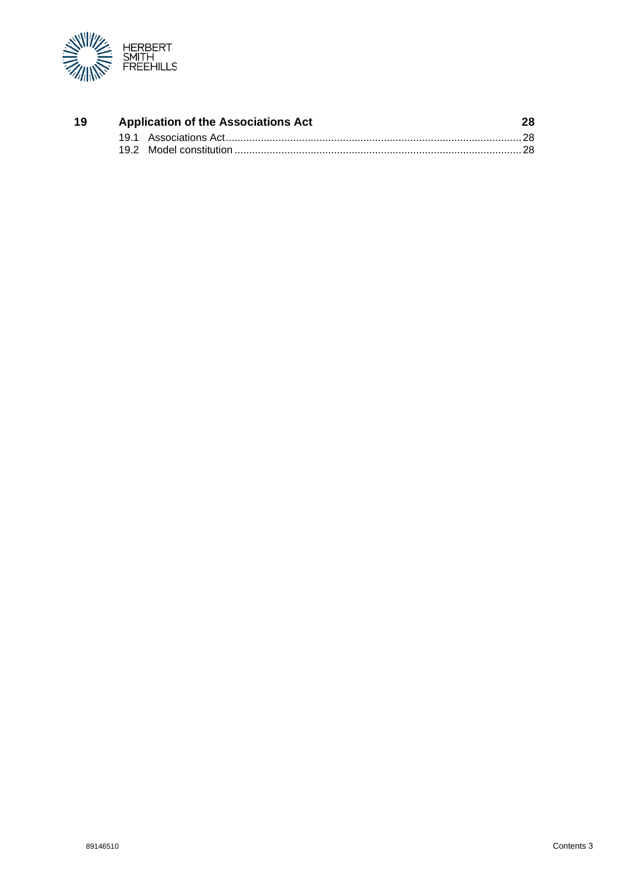| | | |
|---|---|---|
| **19** | **Application of the Associations Act** | **28** |
| | 19.1 Associations Act | 28 |
| | 19.2 Model constitution | 28 |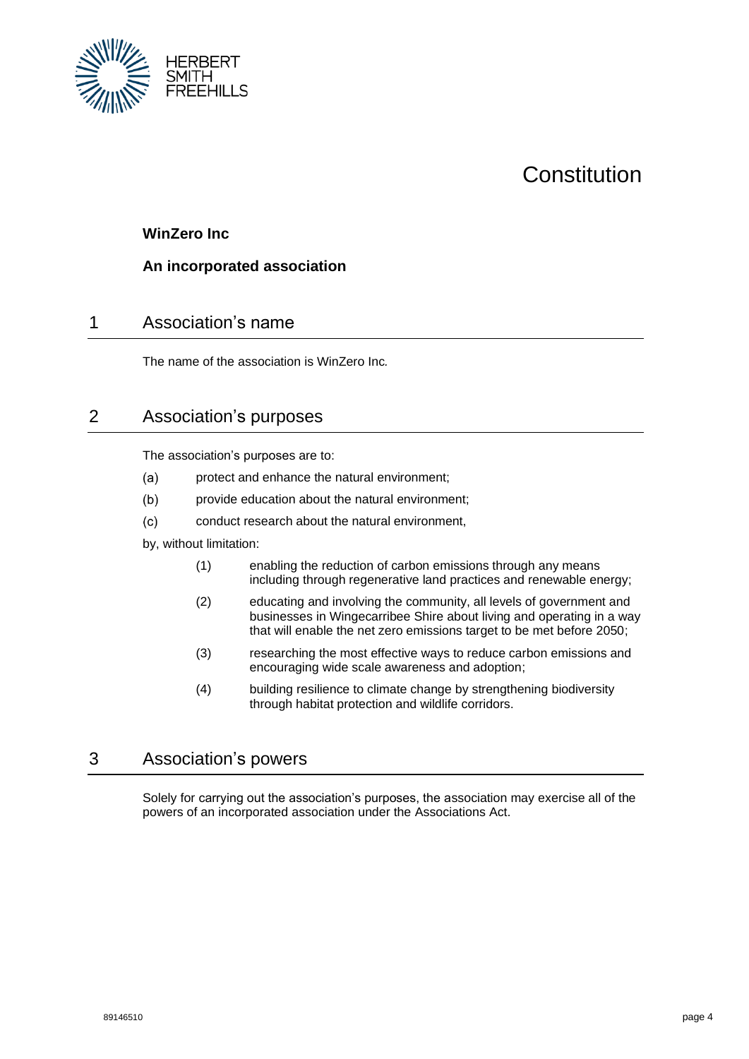# Constitution

**WinZero Inc**

**An incorporated association**

## 1 Association's name

The name of the association is WinZero Inc.

## 2 Association's purposes

The association's purposes are to:

(a) protect and enhance the natural environment;

(b) provide education about the natural environment;

(c) conduct research about the natural environment,

by, without limitation:

(1) enabling the reduction of carbon emissions through any means including through regenerative land practices and renewable energy;

(2) educating and involving the community, all levels of government and businesses in Wingecarribee Shire about living and operating in a way that will enable the net zero emissions target to be met before 2050;

(3) researching the most effective ways to reduce carbon emissions and encouraging wide scale awareness and adoption;

(4) building resilience to climate change by strengthening biodiversity through habitat protection and wildlife corridors.

## 3 Association's powers

Solely for carrying out the association's purposes, the association may exercise all of the powers of an incorporated association under the Associations Act.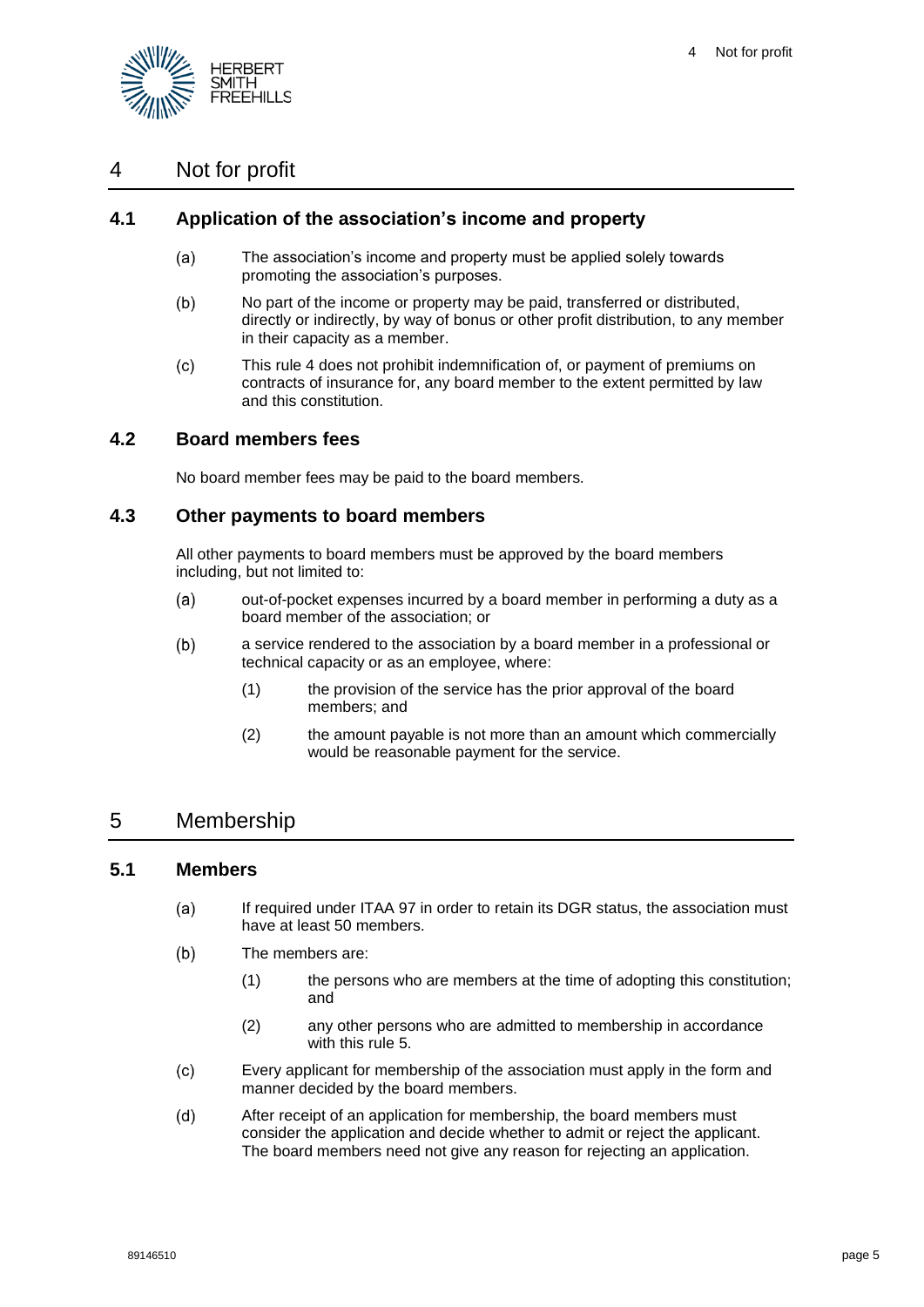# 4 Not for profit

## 4.1 Application of the association's income and property

(a) The association's income and property must be applied solely towards promoting the association's purposes.

(b) No part of the income or property may be paid, transferred or distributed, directly or indirectly, by way of bonus or other profit distribution, to any member in their capacity as a member.

(c) This rule 4 does not prohibit indemnification of, or payment of premiums on contracts of insurance for, any board member to the extent permitted by law and this constitution.

## 4.2 Board members fees

No board member fees may be paid to the board members.

## 4.3 Other payments to board members

All other payments to board members must be approved by the board members including, but not limited to:

(a) out-of-pocket expenses incurred by a board member in performing a duty as a board member of the association; or

(b) a service rendered to the association by a board member in a professional or technical capacity or as an employee, where:

  (1) the provision of the service has the prior approval of the board members; and

  (2) the amount payable is not more than an amount which commercially would be reasonable payment for the service.

# 5 Membership

## 5.1 Members

(a) If required under ITAA 97 in order to retain its DGR status, the association must have at least 50 members.

(b) The members are:

  (1) the persons who are members at the time of adopting this constitution; and

  (2) any other persons who are admitted to membership in accordance with this rule 5.

(c) Every applicant for membership of the association must apply in the form and manner decided by the board members.

(d) After receipt of an application for membership, the board members must consider the application and decide whether to admit or reject the applicant. The board members need not give any reason for rejecting an application.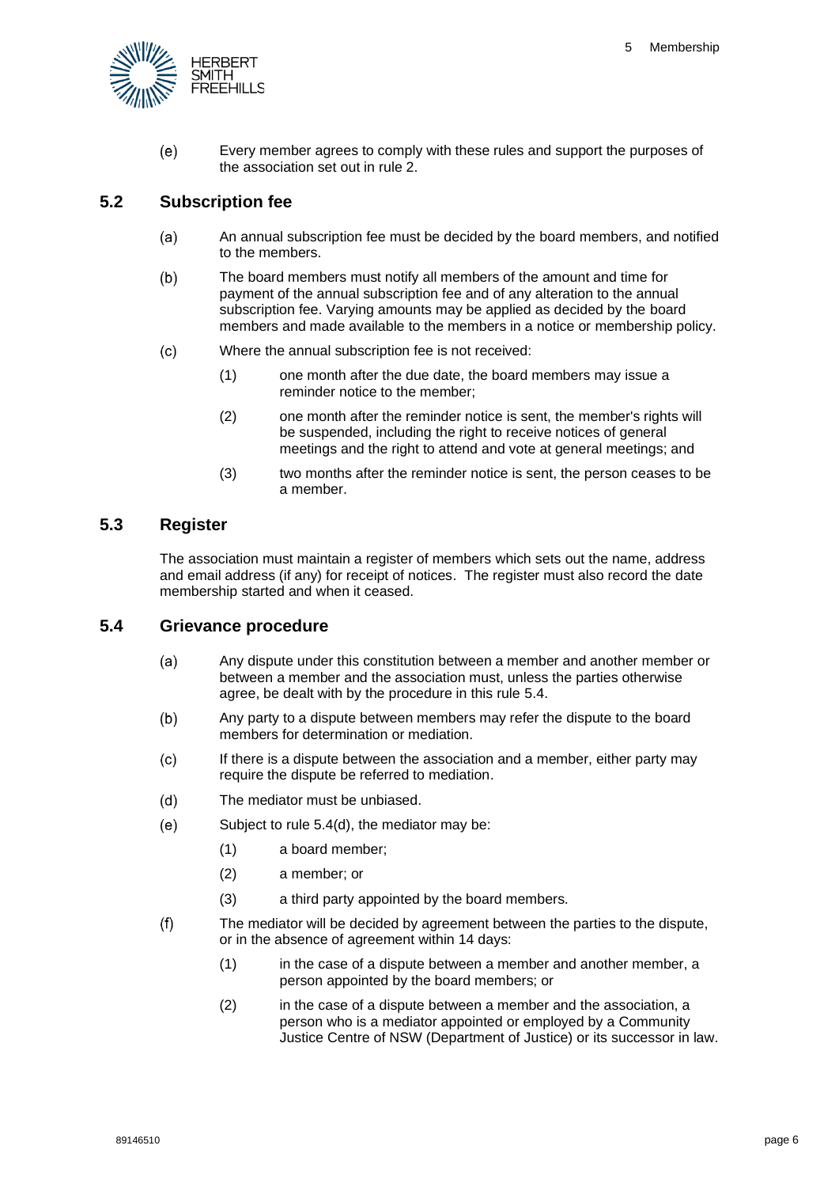(e) Every member agrees to comply with these rules and support the purposes of the association set out in rule 2.

## 5.2 Subscription fee

(a) An annual subscription fee must be decided by the board members, and notified to the members.

(b) The board members must notify all members of the amount and time for payment of the annual subscription fee and of any alteration to the annual subscription fee. Varying amounts may be applied as decided by the board members and made available to the members in a notice or membership policy.

(c) Where the annual subscription fee is not received:

- (1) one month after the due date, the board members may issue a reminder notice to the member;
- (2) one month after the reminder notice is sent, the member's rights will be suspended, including the right to receive notices of general meetings and the right to attend and vote at general meetings; and
- (3) two months after the reminder notice is sent, the person ceases to be a member.

## 5.3 Register

The association must maintain a register of members which sets out the name, address and email address (if any) for receipt of notices. The register must also record the date membership started and when it ceased.

## 5.4 Grievance procedure

(a) Any dispute under this constitution between a member and another member or between a member and the association must, unless the parties otherwise agree, be dealt with by the procedure in this rule 5.4.

(b) Any party to a dispute between members may refer the dispute to the board members for determination or mediation.

(c) If there is a dispute between the association and a member, either party may require the dispute be referred to mediation.

(d) The mediator must be unbiased.

(e) Subject to rule 5.4(d), the mediator may be:

- (1) a board member;
- (2) a member; or
- (3) a third party appointed by the board members.

(f) The mediator will be decided by agreement between the parties to the dispute, or in the absence of agreement within 14 days:

- (1) in the case of a dispute between a member and another member, a person appointed by the board members; or
- (2) in the case of a dispute between a member and the association, a person who is a mediator appointed or employed by a Community Justice Centre of NSW (Department of Justice) or its successor in law.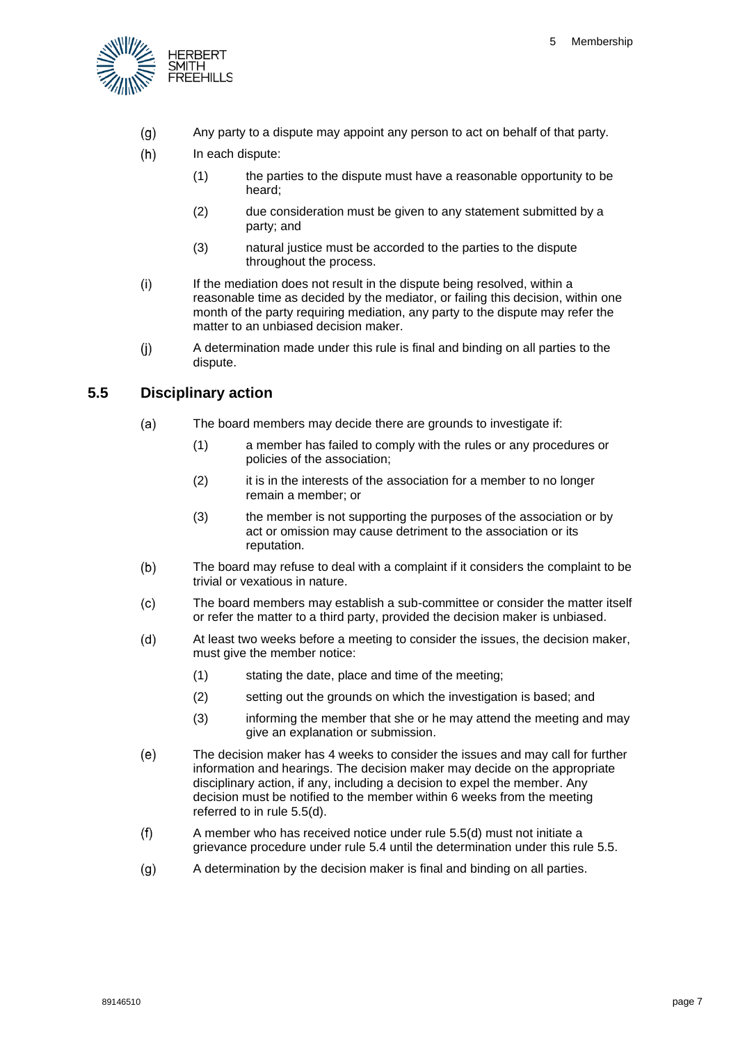(g) Any party to a dispute may appoint any person to act on behalf of that party.

(h) In each dispute:

  (1) the parties to the dispute must have a reasonable opportunity to be heard;

  (2) due consideration must be given to any statement submitted by a party; and

  (3) natural justice must be accorded to the parties to the dispute throughout the process.

(i) If the mediation does not result in the dispute being resolved, within a reasonable time as decided by the mediator, or failing this decision, within one month of the party requiring mediation, any party to the dispute may refer the matter to an unbiased decision maker.

(j) A determination made under this rule is final and binding on all parties to the dispute.

## 5.5 Disciplinary action

(a) The board members may decide there are grounds to investigate if:

  (1) a member has failed to comply with the rules or any procedures or policies of the association;

  (2) it is in the interests of the association for a member to no longer remain a member; or

  (3) the member is not supporting the purposes of the association or by act or omission may cause detriment to the association or its reputation.

(b) The board may refuse to deal with a complaint if it considers the complaint to be trivial or vexatious in nature.

(c) The board members may establish a sub-committee or consider the matter itself or refer the matter to a third party, provided the decision maker is unbiased.

(d) At least two weeks before a meeting to consider the issues, the decision maker, must give the member notice:

  (1) stating the date, place and time of the meeting;

  (2) setting out the grounds on which the investigation is based; and

  (3) informing the member that she or he may attend the meeting and may give an explanation or submission.

(e) The decision maker has 4 weeks to consider the issues and may call for further information and hearings. The decision maker may decide on the appropriate disciplinary action, if any, including a decision to expel the member. Any decision must be notified to the member within 6 weeks from the meeting referred to in rule 5.5(d).

(f) A member who has received notice under rule 5.5(d) must not initiate a grievance procedure under rule 5.4 until the determination under this rule 5.5.

(g) A determination by the decision maker is final and binding on all parties.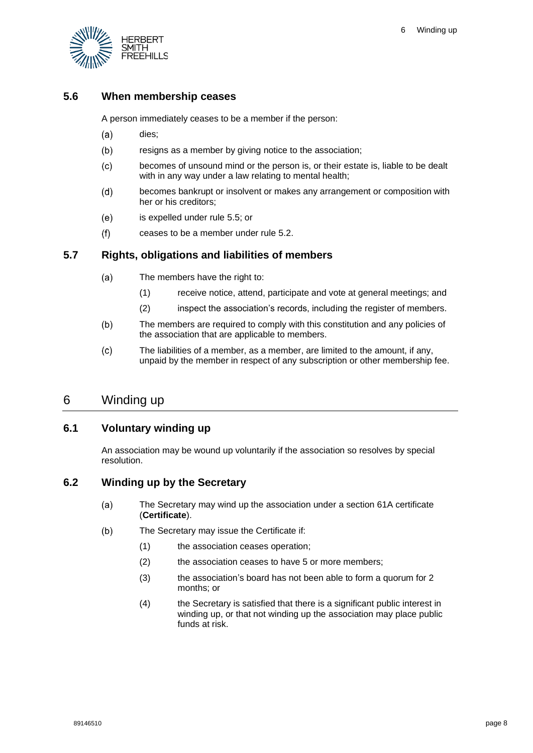### 5.6 When membership ceases

A person immediately ceases to be a member if the person:

(a) dies;

(b) resigns as a member by giving notice to the association;

(c) becomes of unsound mind or the person is, or their estate is, liable to be dealt with in any way under a law relating to mental health;

(d) becomes bankrupt or insolvent or makes any arrangement or composition with her or his creditors;

(e) is expelled under rule 5.5; or

(f) ceases to be a member under rule 5.2.

### 5.7 Rights, obligations and liabilities of members

(a) The members have the right to:

    (1) receive notice, attend, participate and vote at general meetings; and

    (2) inspect the association's records, including the register of members.

(b) The members are required to comply with this constitution and any policies of the association that are applicable to members.

(c) The liabilities of a member, as a member, are limited to the amount, if any, unpaid by the member in respect of any subscription or other membership fee.

## 6 Winding up

### 6.1 Voluntary winding up

An association may be wound up voluntarily if the association so resolves by special resolution.

### 6.2 Winding up by the Secretary

(a) The Secretary may wind up the association under a section 61A certificate (**Certificate**).

(b) The Secretary may issue the Certificate if:

    (1) the association ceases operation;

    (2) the association ceases to have 5 or more members;

    (3) the association's board has not been able to form a quorum for 2 months; or

    (4) the Secretary is satisfied that there is a significant public interest in winding up, or that not winding up the association may place public funds at risk.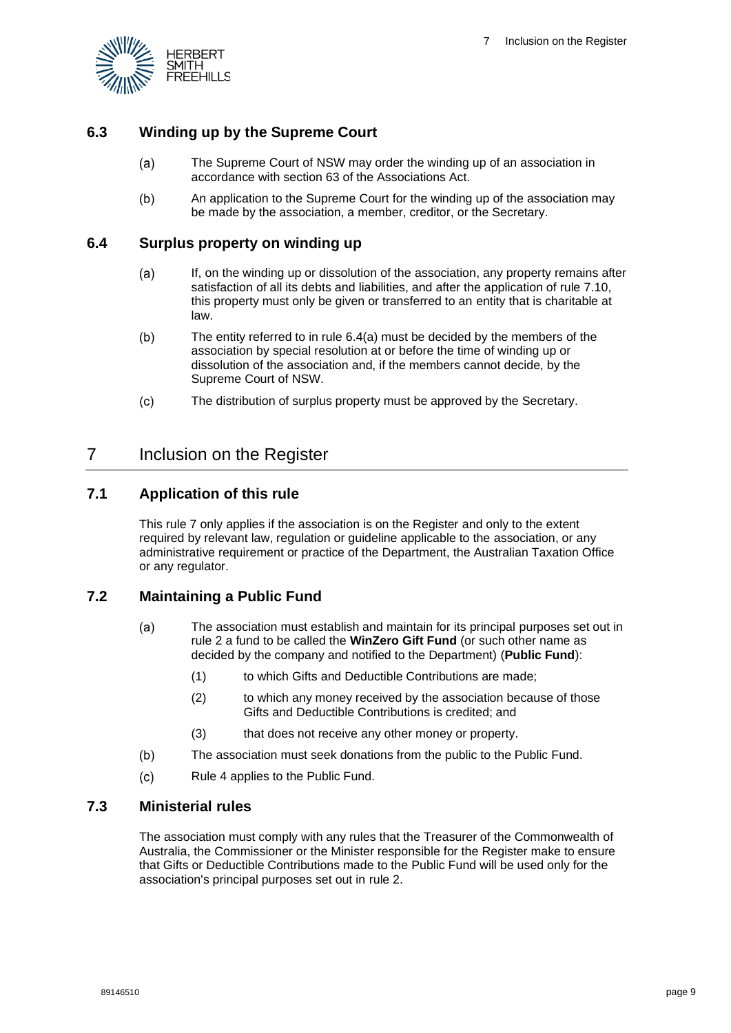### 6.3 Winding up by the Supreme Court

(a) The Supreme Court of NSW may order the winding up of an association in accordance with section 63 of the Associations Act.

(b) An application to the Supreme Court for the winding up of the association may be made by the association, a member, creditor, or the Secretary.

### 6.4 Surplus property on winding up

(a) If, on the winding up or dissolution of the association, any property remains after satisfaction of all its debts and liabilities, and after the application of rule 7.10, this property must only be given or transferred to an entity that is charitable at law.

(b) The entity referred to in rule 6.4(a) must be decided by the members of the association by special resolution at or before the time of winding up or dissolution of the association and, if the members cannot decide, by the Supreme Court of NSW.

(c) The distribution of surplus property must be approved by the Secretary.

## 7 Inclusion on the Register

### 7.1 Application of this rule

This rule 7 only applies if the association is on the Register and only to the extent required by relevant law, regulation or guideline applicable to the association, or any administrative requirement or practice of the Department, the Australian Taxation Office or any regulator.

### 7.2 Maintaining a Public Fund

(a) The association must establish and maintain for its principal purposes set out in rule 2 a fund to be called the **WinZero Gift Fund** (or such other name as decided by the company and notified to the Department) (**Public Fund**):

  (1) to which Gifts and Deductible Contributions are made;

  (2) to which any money received by the association because of those Gifts and Deductible Contributions is credited; and

  (3) that does not receive any other money or property.

(b) The association must seek donations from the public to the Public Fund.

(c) Rule 4 applies to the Public Fund.

### 7.3 Ministerial rules

The association must comply with any rules that the Treasurer of the Commonwealth of Australia, the Commissioner or the Minister responsible for the Register make to ensure that Gifts or Deductible Contributions made to the Public Fund will be used only for the association's principal purposes set out in rule 2.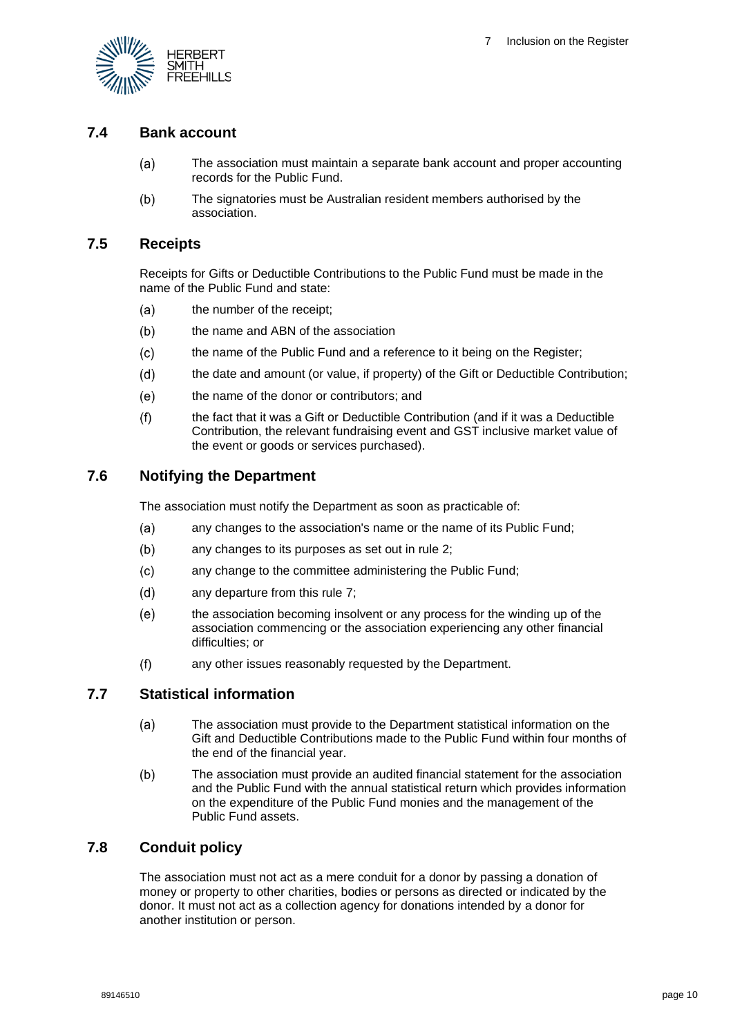## 7.4 Bank account

(a) The association must maintain a separate bank account and proper accounting records for the Public Fund.

(b) The signatories must be Australian resident members authorised by the association.

## 7.5 Receipts

Receipts for Gifts or Deductible Contributions to the Public Fund must be made in the name of the Public Fund and state:

(a) the number of the receipt;

(b) the name and ABN of the association

(c) the name of the Public Fund and a reference to it being on the Register;

(d) the date and amount (or value, if property) of the Gift or Deductible Contribution;

(e) the name of the donor or contributors; and

(f) the fact that it was a Gift or Deductible Contribution (and if it was a Deductible Contribution, the relevant fundraising event and GST inclusive market value of the event or goods or services purchased).

## 7.6 Notifying the Department

The association must notify the Department as soon as practicable of:

(a) any changes to the association's name or the name of its Public Fund;

(b) any changes to its purposes as set out in rule 2;

(c) any change to the committee administering the Public Fund;

(d) any departure from this rule 7;

(e) the association becoming insolvent or any process for the winding up of the association commencing or the association experiencing any other financial difficulties; or

(f) any other issues reasonably requested by the Department.

## 7.7 Statistical information

(a) The association must provide to the Department statistical information on the Gift and Deductible Contributions made to the Public Fund within four months of the end of the financial year.

(b) The association must provide an audited financial statement for the association and the Public Fund with the annual statistical return which provides information on the expenditure of the Public Fund monies and the management of the Public Fund assets.

## 7.8 Conduit policy

The association must not act as a mere conduit for a donor by passing a donation of money or property to other charities, bodies or persons as directed or indicated by the donor. It must not act as a collection agency for donations intended by a donor for another institution or person.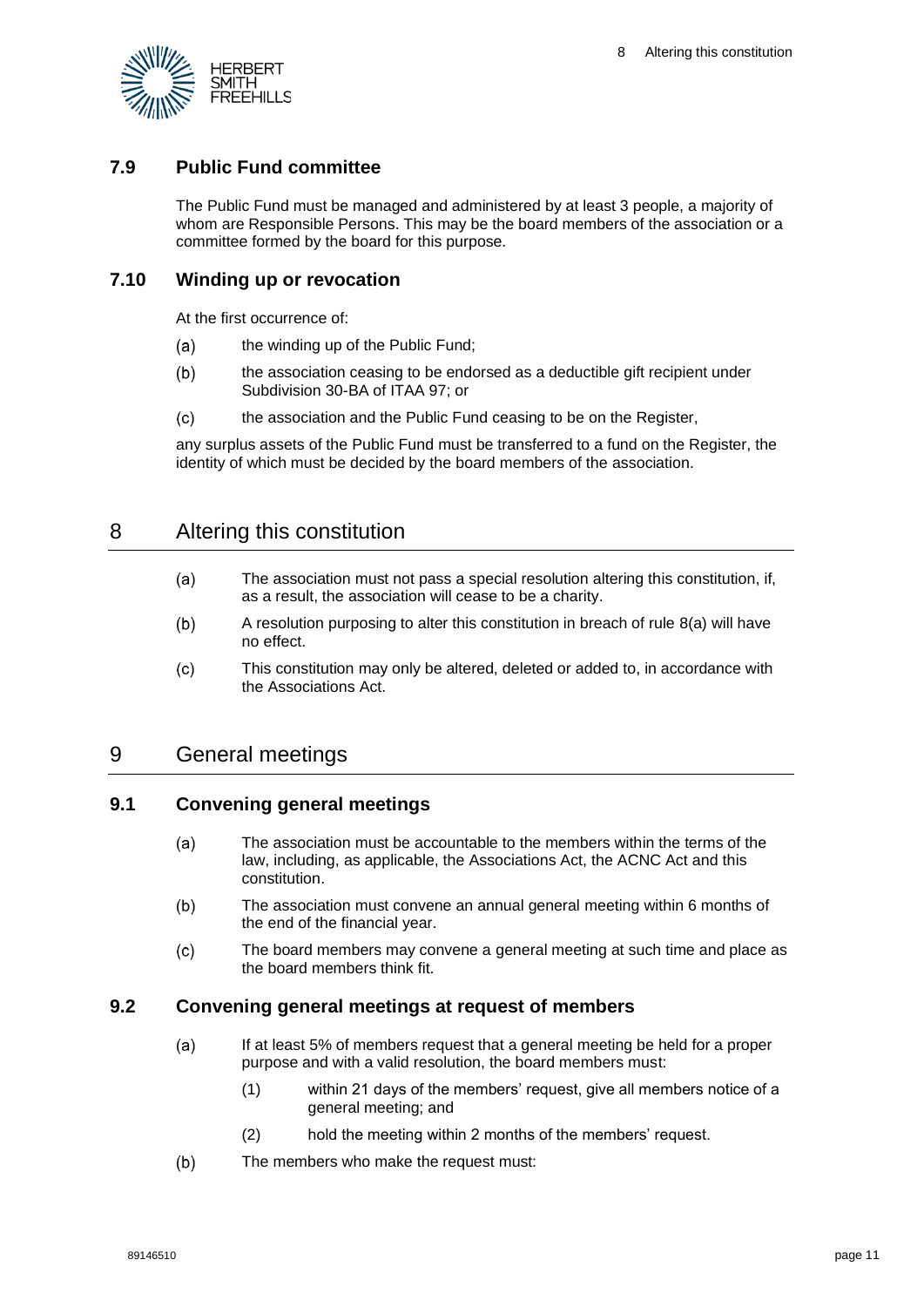### 7.9 Public Fund committee

The Public Fund must be managed and administered by at least 3 people, a majority of whom are Responsible Persons. This may be the board members of the association or a committee formed by the board for this purpose.

### 7.10 Winding up or revocation

At the first occurrence of:

(a) the winding up of the Public Fund;

(b) the association ceasing to be endorsed as a deductible gift recipient under Subdivision 30-BA of ITAA 97; or

(c) the association and the Public Fund ceasing to be on the Register,

any surplus assets of the Public Fund must be transferred to a fund on the Register, the identity of which must be decided by the board members of the association.

## 8 Altering this constitution

(a) The association must not pass a special resolution altering this constitution, if, as a result, the association will cease to be a charity.

(b) A resolution purposing to alter this constitution in breach of rule 8(a) will have no effect.

(c) This constitution may only be altered, deleted or added to, in accordance with the Associations Act.

## 9 General meetings

### 9.1 Convening general meetings

(a) The association must be accountable to the members within the terms of the law, including, as applicable, the Associations Act, the ACNC Act and this constitution.

(b) The association must convene an annual general meeting within 6 months of the end of the financial year.

(c) The board members may convene a general meeting at such time and place as the board members think fit.

### 9.2 Convening general meetings at request of members

(a) If at least 5% of members request that a general meeting be held for a proper purpose and with a valid resolution, the board members must:

(1) within 21 days of the members' request, give all members notice of a general meeting; and

(2) hold the meeting within 2 months of the members' request.

(b) The members who make the request must: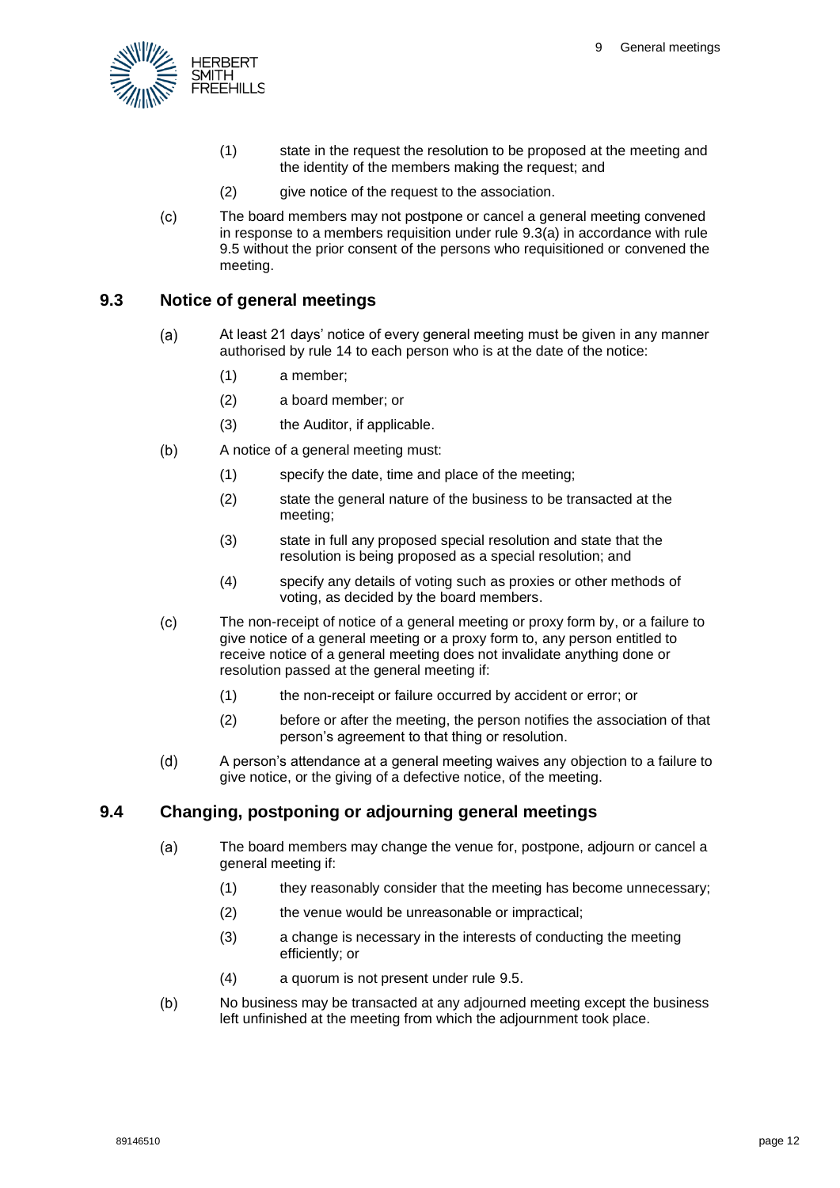(1) state in the request the resolution to be proposed at the meeting and the identity of the members making the request; and

(2) give notice of the request to the association.

(c) The board members may not postpone or cancel a general meeting convened in response to a members requisition under rule 9.3(a) in accordance with rule 9.5 without the prior consent of the persons who requisitioned or convened the meeting.

## 9.3 Notice of general meetings

(a) At least 21 days' notice of every general meeting must be given in any manner authorised by rule 14 to each person who is at the date of the notice:

(1) a member;

(2) a board member; or

(3) the Auditor, if applicable.

(b) A notice of a general meeting must:

(1) specify the date, time and place of the meeting;

(2) state the general nature of the business to be transacted at the meeting;

(3) state in full any proposed special resolution and state that the resolution is being proposed as a special resolution; and

(4) specify any details of voting such as proxies or other methods of voting, as decided by the board members.

(c) The non-receipt of notice of a general meeting or proxy form by, or a failure to give notice of a general meeting or a proxy form to, any person entitled to receive notice of a general meeting does not invalidate anything done or resolution passed at the general meeting if:

(1) the non-receipt or failure occurred by accident or error; or

(2) before or after the meeting, the person notifies the association of that person's agreement to that thing or resolution.

(d) A person's attendance at a general meeting waives any objection to a failure to give notice, or the giving of a defective notice, of the meeting.

## 9.4 Changing, postponing or adjourning general meetings

(a) The board members may change the venue for, postpone, adjourn or cancel a general meeting if:

(1) they reasonably consider that the meeting has become unnecessary;

(2) the venue would be unreasonable or impractical;

(3) a change is necessary in the interests of conducting the meeting efficiently; or

(4) a quorum is not present under rule 9.5.

(b) No business may be transacted at any adjourned meeting except the business left unfinished at the meeting from which the adjournment took place.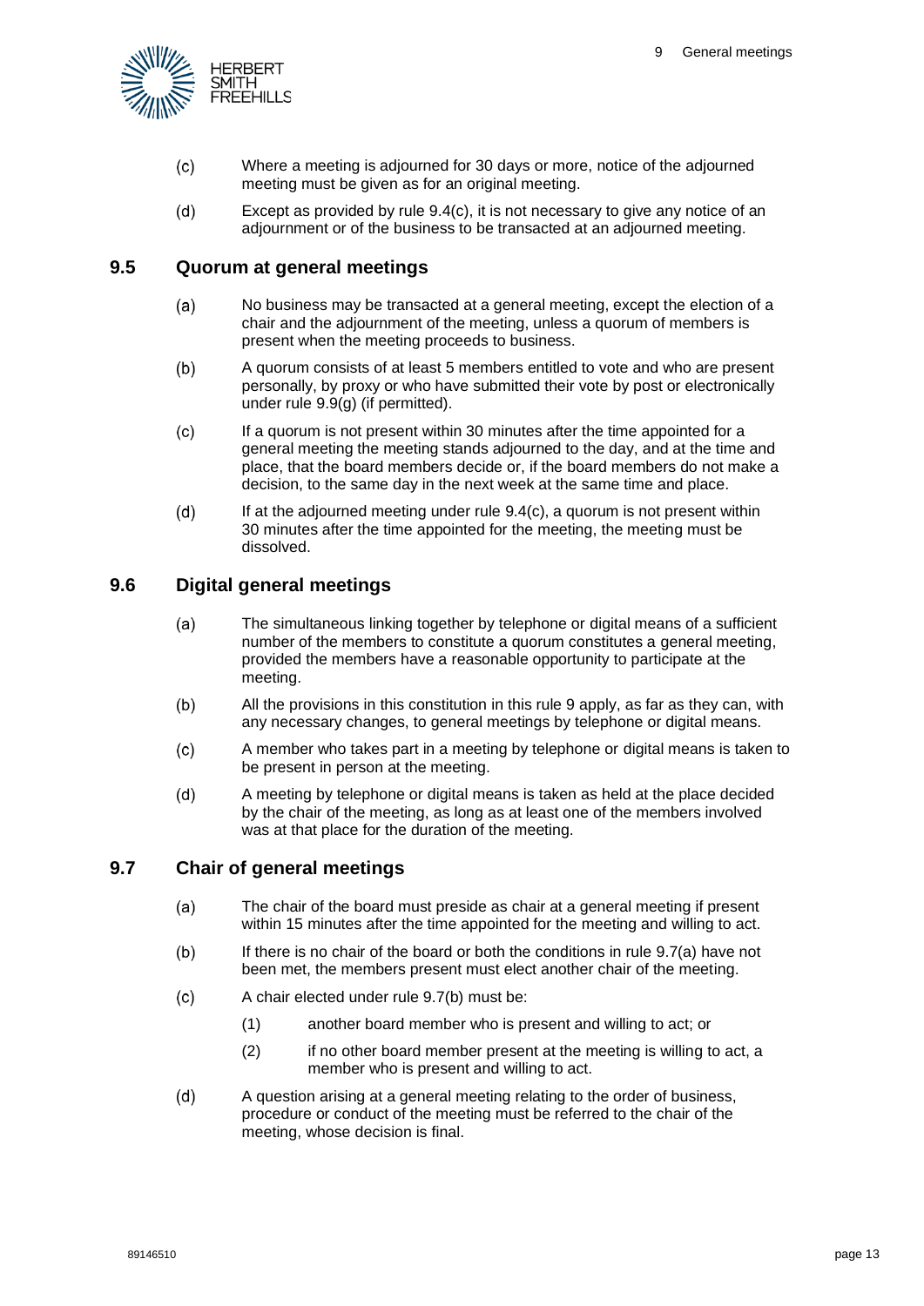(c) Where a meeting is adjourned for 30 days or more, notice of the adjourned meeting must be given as for an original meeting.

(d) Except as provided by rule 9.4(c), it is not necessary to give any notice of an adjournment or of the business to be transacted at an adjourned meeting.

## 9.5 Quorum at general meetings

(a) No business may be transacted at a general meeting, except the election of a chair and the adjournment of the meeting, unless a quorum of members is present when the meeting proceeds to business.

(b) A quorum consists of at least 5 members entitled to vote and who are present personally, by proxy or who have submitted their vote by post or electronically under rule 9.9(g) (if permitted).

(c) If a quorum is not present within 30 minutes after the time appointed for a general meeting the meeting stands adjourned to the day, and at the time and place, that the board members decide or, if the board members do not make a decision, to the same day in the next week at the same time and place.

(d) If at the adjourned meeting under rule 9.4(c), a quorum is not present within 30 minutes after the time appointed for the meeting, the meeting must be dissolved.

## 9.6 Digital general meetings

(a) The simultaneous linking together by telephone or digital means of a sufficient number of the members to constitute a quorum constitutes a general meeting, provided the members have a reasonable opportunity to participate at the meeting.

(b) All the provisions in this constitution in this rule 9 apply, as far as they can, with any necessary changes, to general meetings by telephone or digital means.

(c) A member who takes part in a meeting by telephone or digital means is taken to be present in person at the meeting.

(d) A meeting by telephone or digital means is taken as held at the place decided by the chair of the meeting, as long as at least one of the members involved was at that place for the duration of the meeting.

## 9.7 Chair of general meetings

(a) The chair of the board must preside as chair at a general meeting if present within 15 minutes after the time appointed for the meeting and willing to act.

(b) If there is no chair of the board or both the conditions in rule 9.7(a) have not been met, the members present must elect another chair of the meeting.

(c) A chair elected under rule 9.7(b) must be:

- (1) another board member who is present and willing to act; or
- (2) if no other board member present at the meeting is willing to act, a member who is present and willing to act.

(d) A question arising at a general meeting relating to the order of business, procedure or conduct of the meeting must be referred to the chair of the meeting, whose decision is final.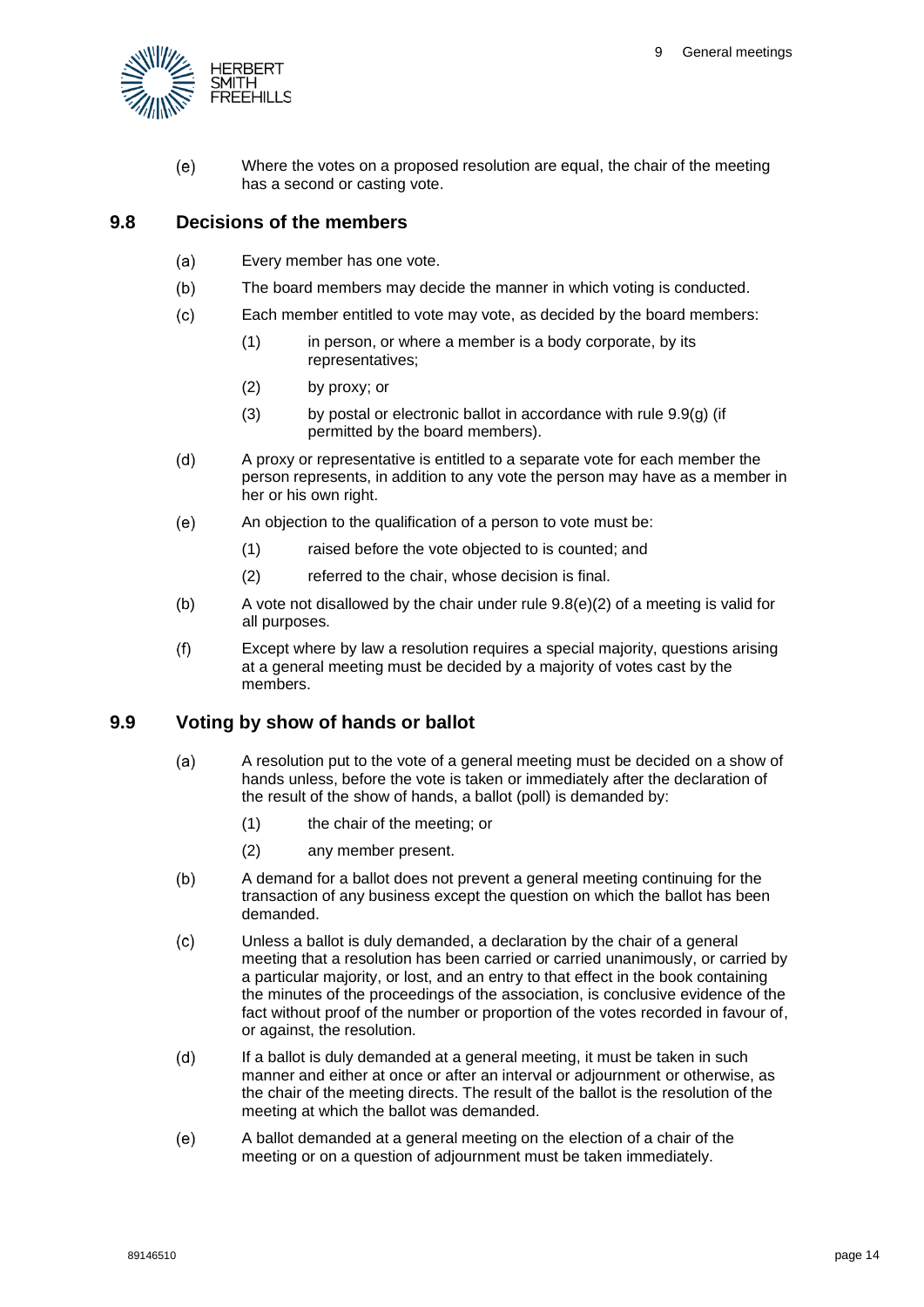(e) Where the votes on a proposed resolution are equal, the chair of the meeting has a second or casting vote.

## 9.8 Decisions of the members

(a) Every member has one vote.

(b) The board members may decide the manner in which voting is conducted.

(c) Each member entitled to vote may vote, as decided by the board members:

(1) in person, or where a member is a body corporate, by its representatives;

(2) by proxy; or

(3) by postal or electronic ballot in accordance with rule 9.9(g) (if permitted by the board members).

(d) A proxy or representative is entitled to a separate vote for each member the person represents, in addition to any vote the person may have as a member in her or his own right.

(e) An objection to the qualification of a person to vote must be:

(1) raised before the vote objected to is counted; and

(2) referred to the chair, whose decision is final.

(b) A vote not disallowed by the chair under rule 9.8(e)(2) of a meeting is valid for all purposes.

(f) Except where by law a resolution requires a special majority, questions arising at a general meeting must be decided by a majority of votes cast by the members.

## 9.9 Voting by show of hands or ballot

(a) A resolution put to the vote of a general meeting must be decided on a show of hands unless, before the vote is taken or immediately after the declaration of the result of the show of hands, a ballot (poll) is demanded by:

(1) the chair of the meeting; or

(2) any member present.

(b) A demand for a ballot does not prevent a general meeting continuing for the transaction of any business except the question on which the ballot has been demanded.

(c) Unless a ballot is duly demanded, a declaration by the chair of a general meeting that a resolution has been carried or carried unanimously, or carried by a particular majority, or lost, and an entry to that effect in the book containing the minutes of the proceedings of the association, is conclusive evidence of the fact without proof of the number or proportion of the votes recorded in favour of, or against, the resolution.

(d) If a ballot is duly demanded at a general meeting, it must be taken in such manner and either at once or after an interval or adjournment or otherwise, as the chair of the meeting directs. The result of the ballot is the resolution of the meeting at which the ballot was demanded.

(e) A ballot demanded at a general meeting on the election of a chair of the meeting or on a question of adjournment must be taken immediately.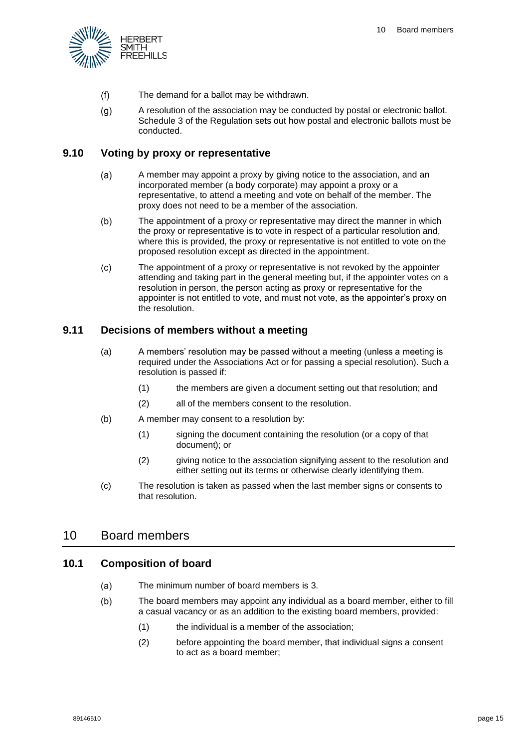(f) The demand for a ballot may be withdrawn.

(g) A resolution of the association may be conducted by postal or electronic ballot. Schedule 3 of the Regulation sets out how postal and electronic ballots must be conducted.

## 9.10 Voting by proxy or representative

(a) A member may appoint a proxy by giving notice to the association, and an incorporated member (a body corporate) may appoint a proxy or a representative, to attend a meeting and vote on behalf of the member. The proxy does not need to be a member of the association.

(b) The appointment of a proxy or representative may direct the manner in which the proxy or representative is to vote in respect of a particular resolution and, where this is provided, the proxy or representative is not entitled to vote on the proposed resolution except as directed in the appointment.

(c) The appointment of a proxy or representative is not revoked by the appointer attending and taking part in the general meeting but, if the appointer votes on a resolution in person, the person acting as proxy or representative for the appointer is not entitled to vote, and must not vote, as the appointer's proxy on the resolution.

## 9.11 Decisions of members without a meeting

(a) A members' resolution may be passed without a meeting (unless a meeting is required under the Associations Act or for passing a special resolution). Such a resolution is passed if:

  (1) the members are given a document setting out that resolution; and

  (2) all of the members consent to the resolution.

(b) A member may consent to a resolution by:

  (1) signing the document containing the resolution (or a copy of that document); or

  (2) giving notice to the association signifying assent to the resolution and either setting out its terms or otherwise clearly identifying them.

(c) The resolution is taken as passed when the last member signs or consents to that resolution.

# 10 Board members

## 10.1 Composition of board

(a) The minimum number of board members is 3.

(b) The board members may appoint any individual as a board member, either to fill a casual vacancy or as an addition to the existing board members, provided:

  (1) the individual is a member of the association;

  (2) before appointing the board member, that individual signs a consent to act as a board member;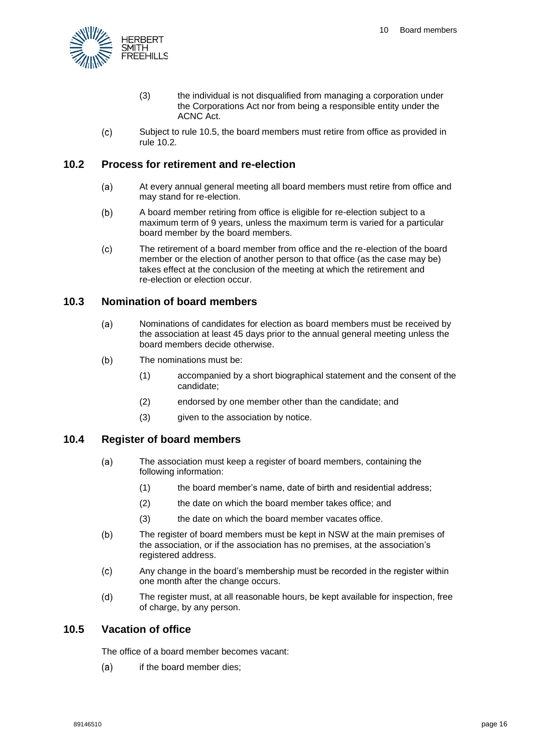(3) the individual is not disqualified from managing a corporation under the Corporations Act nor from being a responsible entity under the ACNC Act.

(c) Subject to rule 10.5, the board members must retire from office as provided in rule 10.2.

## 10.2 Process for retirement and re-election

(a) At every annual general meeting all board members must retire from office and may stand for re-election.

(b) A board member retiring from office is eligible for re-election subject to a maximum term of 9 years, unless the maximum term is varied for a particular board member by the board members.

(c) The retirement of a board member from office and the re-election of the board member or the election of another person to that office (as the case may be) takes effect at the conclusion of the meeting at which the retirement and re-election or election occur.

## 10.3 Nomination of board members

(a) Nominations of candidates for election as board members must be received by the association at least 45 days prior to the annual general meeting unless the board members decide otherwise.

(b) The nominations must be:

(1) accompanied by a short biographical statement and the consent of the candidate;

(2) endorsed by one member other than the candidate; and

(3) given to the association by notice.

## 10.4 Register of board members

(a) The association must keep a register of board members, containing the following information:

(1) the board member's name, date of birth and residential address;

(2) the date on which the board member takes office; and

(3) the date on which the board member vacates office.

(b) The register of board members must be kept in NSW at the main premises of the association, or if the association has no premises, at the association's registered address.

(c) Any change in the board's membership must be recorded in the register within one month after the change occurs.

(d) The register must, at all reasonable hours, be kept available for inspection, free of charge, by any person.

## 10.5 Vacation of office

The office of a board member becomes vacant:

(a) if the board member dies;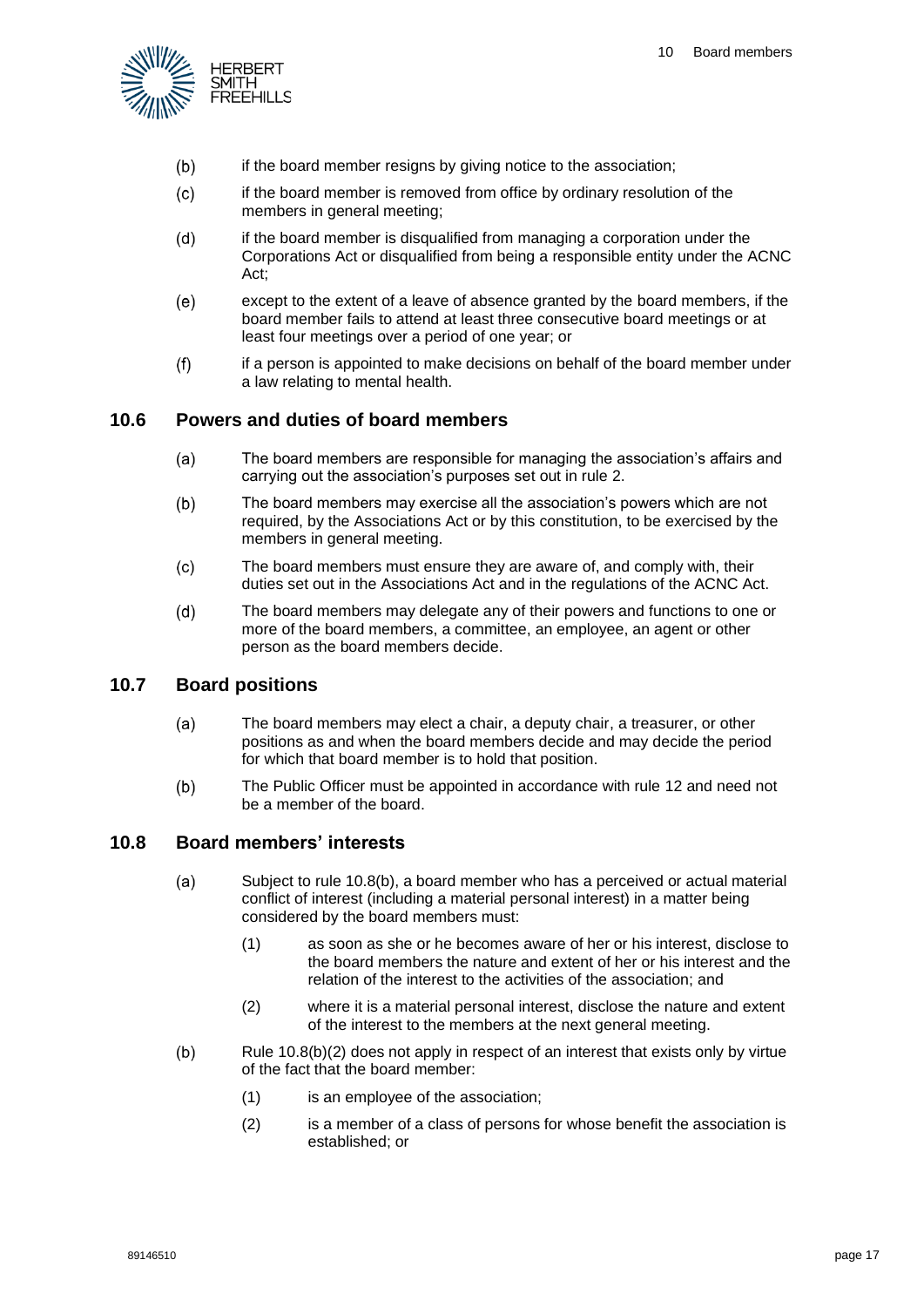(b) if the board member resigns by giving notice to the association;

(c) if the board member is removed from office by ordinary resolution of the members in general meeting;

(d) if the board member is disqualified from managing a corporation under the Corporations Act or disqualified from being a responsible entity under the ACNC Act;

(e) except to the extent of a leave of absence granted by the board members, if the board member fails to attend at least three consecutive board meetings or at least four meetings over a period of one year; or

(f) if a person is appointed to make decisions on behalf of the board member under a law relating to mental health.

## 10.6 Powers and duties of board members

(a) The board members are responsible for managing the association's affairs and carrying out the association's purposes set out in rule 2.

(b) The board members may exercise all the association's powers which are not required, by the Associations Act or by this constitution, to be exercised by the members in general meeting.

(c) The board members must ensure they are aware of, and comply with, their duties set out in the Associations Act and in the regulations of the ACNC Act.

(d) The board members may delegate any of their powers and functions to one or more of the board members, a committee, an employee, an agent or other person as the board members decide.

## 10.7 Board positions

(a) The board members may elect a chair, a deputy chair, a treasurer, or other positions as and when the board members decide and may decide the period for which that board member is to hold that position.

(b) The Public Officer must be appointed in accordance with rule 12 and need not be a member of the board.

## 10.8 Board members' interests

(a) Subject to rule 10.8(b), a board member who has a perceived or actual material conflict of interest (including a material personal interest) in a matter being considered by the board members must:

   (1) as soon as she or he becomes aware of her or his interest, disclose to the board members the nature and extent of her or his interest and the relation of the interest to the activities of the association; and

   (2) where it is a material personal interest, disclose the nature and extent of the interest to the members at the next general meeting.

(b) Rule 10.8(b)(2) does not apply in respect of an interest that exists only by virtue of the fact that the board member:

   (1) is an employee of the association;

   (2) is a member of a class of persons for whose benefit the association is established; or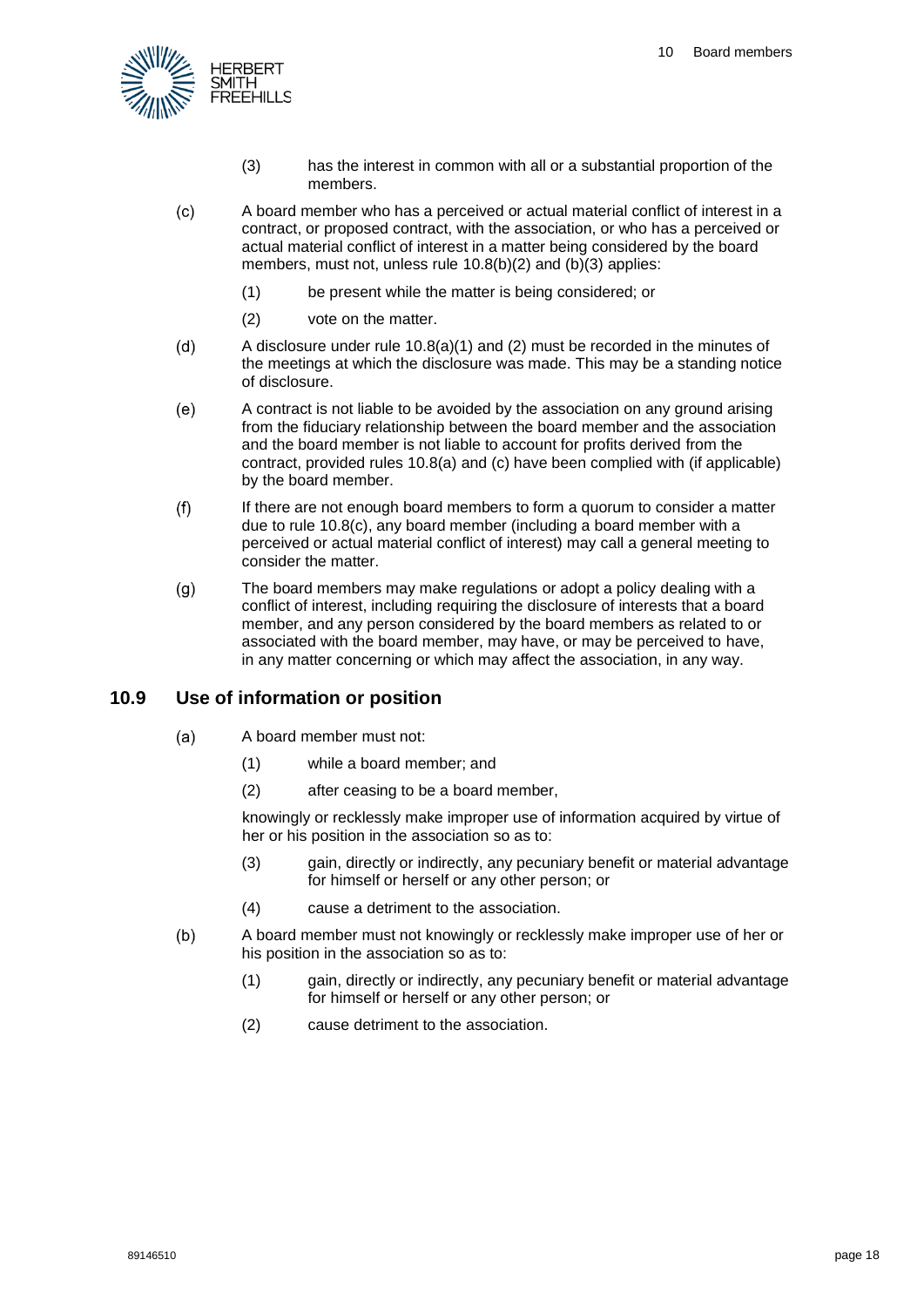(3) has the interest in common with all or a substantial proportion of the members.

(c) A board member who has a perceived or actual material conflict of interest in a contract, or proposed contract, with the association, or who has a perceived or actual material conflict of interest in a matter being considered by the board members, must not, unless rule 10.8(b)(2) and (b)(3) applies:

(1) be present while the matter is being considered; or

(2) vote on the matter.

(d) A disclosure under rule 10.8(a)(1) and (2) must be recorded in the minutes of the meetings at which the disclosure was made. This may be a standing notice of disclosure.

(e) A contract is not liable to be avoided by the association on any ground arising from the fiduciary relationship between the board member and the association and the board member is not liable to account for profits derived from the contract, provided rules 10.8(a) and (c) have been complied with (if applicable) by the board member.

(f) If there are not enough board members to form a quorum to consider a matter due to rule 10.8(c), any board member (including a board member with a perceived or actual material conflict of interest) may call a general meeting to consider the matter.

(g) The board members may make regulations or adopt a policy dealing with a conflict of interest, including requiring the disclosure of interests that a board member, and any person considered by the board members as related to or associated with the board member, may have, or may be perceived to have, in any matter concerning or which may affect the association, in any way.

## 10.9 Use of information or position

(a) A board member must not:

(1) while a board member; and

(2) after ceasing to be a board member,

knowingly or recklessly make improper use of information acquired by virtue of her or his position in the association so as to:

(3) gain, directly or indirectly, any pecuniary benefit or material advantage for himself or herself or any other person; or

(4) cause a detriment to the association.

(b) A board member must not knowingly or recklessly make improper use of her or his position in the association so as to:

(1) gain, directly or indirectly, any pecuniary benefit or material advantage for himself or herself or any other person; or

(2) cause detriment to the association.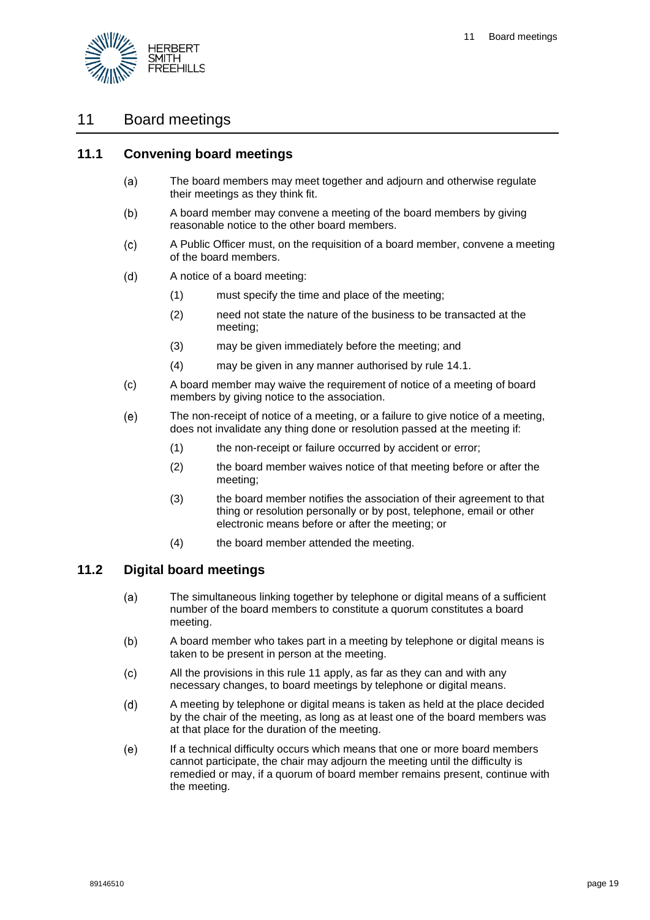# 11 Board meetings

## 11.1 Convening board meetings

(a) The board members may meet together and adjourn and otherwise regulate their meetings as they think fit.

(b) A board member may convene a meeting of the board members by giving reasonable notice to the other board members.

(c) A Public Officer must, on the requisition of a board member, convene a meeting of the board members.

(d) A notice of a board meeting:

(1) must specify the time and place of the meeting;

(2) need not state the nature of the business to be transacted at the meeting;

(3) may be given immediately before the meeting; and

(4) may be given in any manner authorised by rule 14.1.

(c) A board member may waive the requirement of notice of a meeting of board members by giving notice to the association.

(e) The non-receipt of notice of a meeting, or a failure to give notice of a meeting, does not invalidate any thing done or resolution passed at the meeting if:

(1) the non-receipt or failure occurred by accident or error;

(2) the board member waives notice of that meeting before or after the meeting;

(3) the board member notifies the association of their agreement to that thing or resolution personally or by post, telephone, email or other electronic means before or after the meeting; or

(4) the board member attended the meeting.

## 11.2 Digital board meetings

(a) The simultaneous linking together by telephone or digital means of a sufficient number of the board members to constitute a quorum constitutes a board meeting.

(b) A board member who takes part in a meeting by telephone or digital means is taken to be present in person at the meeting.

(c) All the provisions in this rule 11 apply, as far as they can and with any necessary changes, to board meetings by telephone or digital means.

(d) A meeting by telephone or digital means is taken as held at the place decided by the chair of the meeting, as long as at least one of the board members was at that place for the duration of the meeting.

(e) If a technical difficulty occurs which means that one or more board members cannot participate, the chair may adjourn the meeting until the difficulty is remedied or may, if a quorum of board member remains present, continue with the meeting.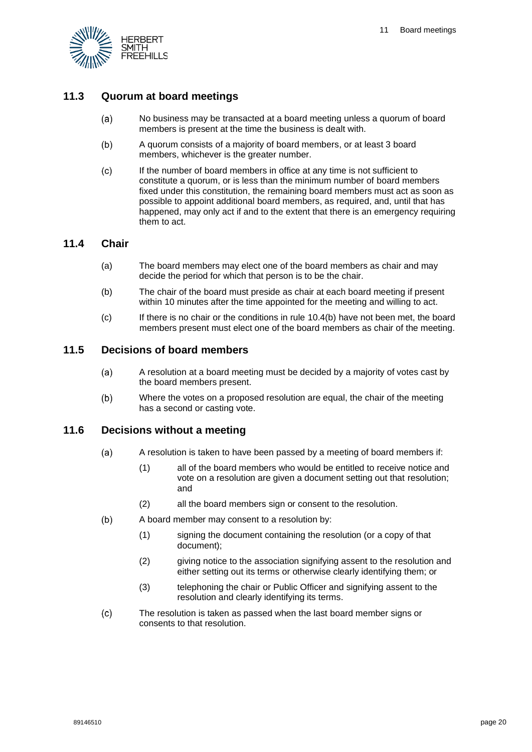## 11.3 Quorum at board meetings

(a) No business may be transacted at a board meeting unless a quorum of board members is present at the time the business is dealt with.

(b) A quorum consists of a majority of board members, or at least 3 board members, whichever is the greater number.

(c) If the number of board members in office at any time is not sufficient to constitute a quorum, or is less than the minimum number of board members fixed under this constitution, the remaining board members must act as soon as possible to appoint additional board members, as required, and, until that has happened, may only act if and to the extent that there is an emergency requiring them to act.

## 11.4 Chair

(a) The board members may elect one of the board members as chair and may decide the period for which that person is to be the chair.

(b) The chair of the board must preside as chair at each board meeting if present within 10 minutes after the time appointed for the meeting and willing to act.

(c) If there is no chair or the conditions in rule 10.4(b) have not been met, the board members present must elect one of the board members as chair of the meeting.

## 11.5 Decisions of board members

(a) A resolution at a board meeting must be decided by a majority of votes cast by the board members present.

(b) Where the votes on a proposed resolution are equal, the chair of the meeting has a second or casting vote.

## 11.6 Decisions without a meeting

(a) A resolution is taken to have been passed by a meeting of board members if:

(1) all of the board members who would be entitled to receive notice and vote on a resolution are given a document setting out that resolution; and

(2) all the board members sign or consent to the resolution.

(b) A board member may consent to a resolution by:

(1) signing the document containing the resolution (or a copy of that document);

(2) giving notice to the association signifying assent to the resolution and either setting out its terms or otherwise clearly identifying them; or

(3) telephoning the chair or Public Officer and signifying assent to the resolution and clearly identifying its terms.

(c) The resolution is taken as passed when the last board member signs or consents to that resolution.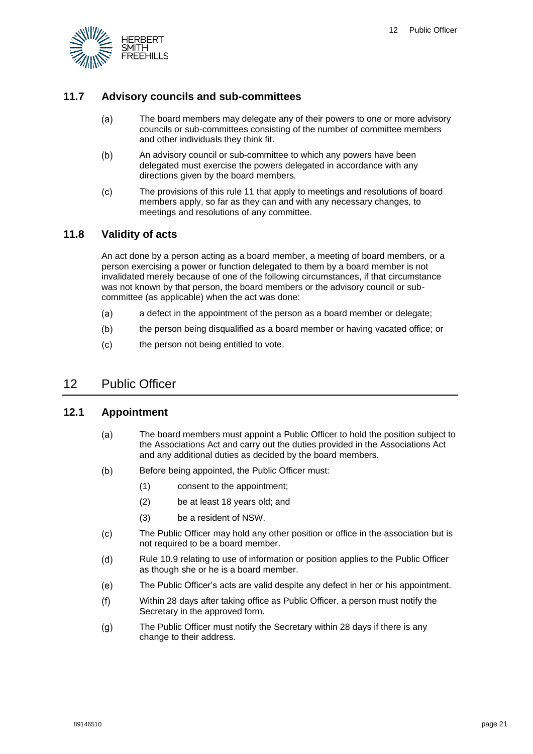### 11.7 Advisory councils and sub-committees

(a) The board members may delegate any of their powers to one or more advisory councils or sub-committees consisting of the number of committee members and other individuals they think fit.

(b) An advisory council or sub-committee to which any powers have been delegated must exercise the powers delegated in accordance with any directions given by the board members.

(c) The provisions of this rule 11 that apply to meetings and resolutions of board members apply, so far as they can and with any necessary changes, to meetings and resolutions of any committee.

### 11.8 Validity of acts

An act done by a person acting as a board member, a meeting of board members, or a person exercising a power or function delegated to them by a board member is not invalidated merely because of one of the following circumstances, if that circumstance was not known by that person, the board members or the advisory council or sub-committee (as applicable) when the act was done:

(a) a defect in the appointment of the person as a board member or delegate;

(b) the person being disqualified as a board member or having vacated office; or

(c) the person not being entitled to vote.

## 12 Public Officer

### 12.1 Appointment

(a) The board members must appoint a Public Officer to hold the position subject to the Associations Act and carry out the duties provided in the Associations Act and any additional duties as decided by the board members.

(b) Before being appointed, the Public Officer must:

  (1) consent to the appointment;

  (2) be at least 18 years old; and

  (3) be a resident of NSW.

(c) The Public Officer may hold any other position or office in the association but is not required to be a board member.

(d) Rule 10.9 relating to use of information or position applies to the Public Officer as though she or he is a board member.

(e) The Public Officer's acts are valid despite any defect in her or his appointment.

(f) Within 28 days after taking office as Public Officer, a person must notify the Secretary in the approved form.

(g) The Public Officer must notify the Secretary within 28 days if there is any change to their address.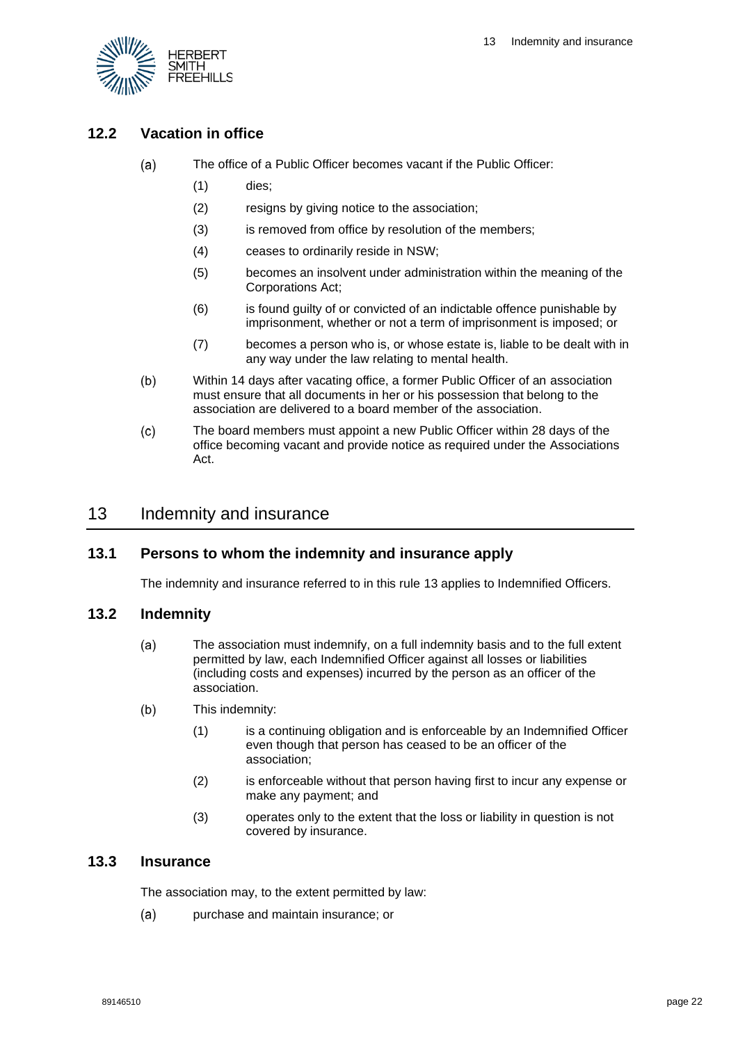### 12.2 Vacation in office

(a) The office of a Public Officer becomes vacant if the Public Officer:

(1) dies;

(2) resigns by giving notice to the association;

(3) is removed from office by resolution of the members;

(4) ceases to ordinarily reside in NSW;

(5) becomes an insolvent under administration within the meaning of the Corporations Act;

(6) is found guilty of or convicted of an indictable offence punishable by imprisonment, whether or not a term of imprisonment is imposed; or

(7) becomes a person who is, or whose estate is, liable to be dealt with in any way under the law relating to mental health.

(b) Within 14 days after vacating office, a former Public Officer of an association must ensure that all documents in her or his possession that belong to the association are delivered to a board member of the association.

(c) The board members must appoint a new Public Officer within 28 days of the office becoming vacant and provide notice as required under the Associations Act.

## 13 Indemnity and insurance

### 13.1 Persons to whom the indemnity and insurance apply

The indemnity and insurance referred to in this rule 13 applies to Indemnified Officers.

### 13.2 Indemnity

(a) The association must indemnify, on a full indemnity basis and to the full extent permitted by law, each Indemnified Officer against all losses or liabilities (including costs and expenses) incurred by the person as an officer of the association.

(b) This indemnity:

(1) is a continuing obligation and is enforceable by an Indemnified Officer even though that person has ceased to be an officer of the association;

(2) is enforceable without that person having first to incur any expense or make any payment; and

(3) operates only to the extent that the loss or liability in question is not covered by insurance.

### 13.3 Insurance

The association may, to the extent permitted by law:

(a) purchase and maintain insurance; or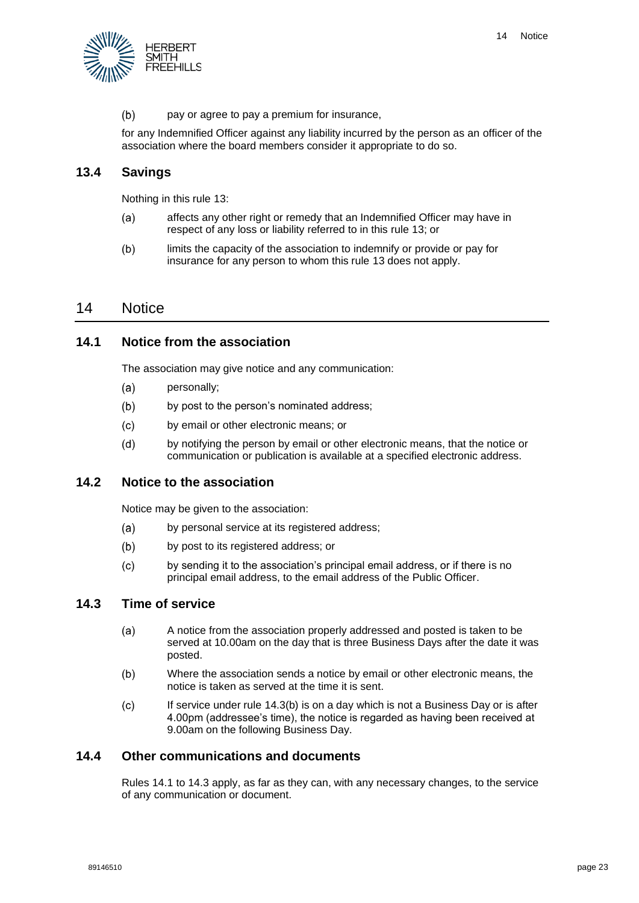(b) pay or agree to pay a premium for insurance,

for any Indemnified Officer against any liability incurred by the person as an officer of the association where the board members consider it appropriate to do so.

### 13.4 Savings

Nothing in this rule 13:

(a) affects any other right or remedy that an Indemnified Officer may have in respect of any loss or liability referred to in this rule 13; or

(b) limits the capacity of the association to indemnify or provide or pay for insurance for any person to whom this rule 13 does not apply.

## 14 Notice

### 14.1 Notice from the association

The association may give notice and any communication:

(a) personally;

(b) by post to the person's nominated address;

(c) by email or other electronic means; or

(d) by notifying the person by email or other electronic means, that the notice or communication or publication is available at a specified electronic address.

### 14.2 Notice to the association

Notice may be given to the association:

(a) by personal service at its registered address;

(b) by post to its registered address; or

(c) by sending it to the association's principal email address, or if there is no principal email address, to the email address of the Public Officer.

### 14.3 Time of service

(a) A notice from the association properly addressed and posted is taken to be served at 10.00am on the day that is three Business Days after the date it was posted.

(b) Where the association sends a notice by email or other electronic means, the notice is taken as served at the time it is sent.

(c) If service under rule 14.3(b) is on a day which is not a Business Day or is after 4.00pm (addressee's time), the notice is regarded as having been received at 9.00am on the following Business Day.

### 14.4 Other communications and documents

Rules 14.1 to 14.3 apply, as far as they can, with any necessary changes, to the service of any communication or document.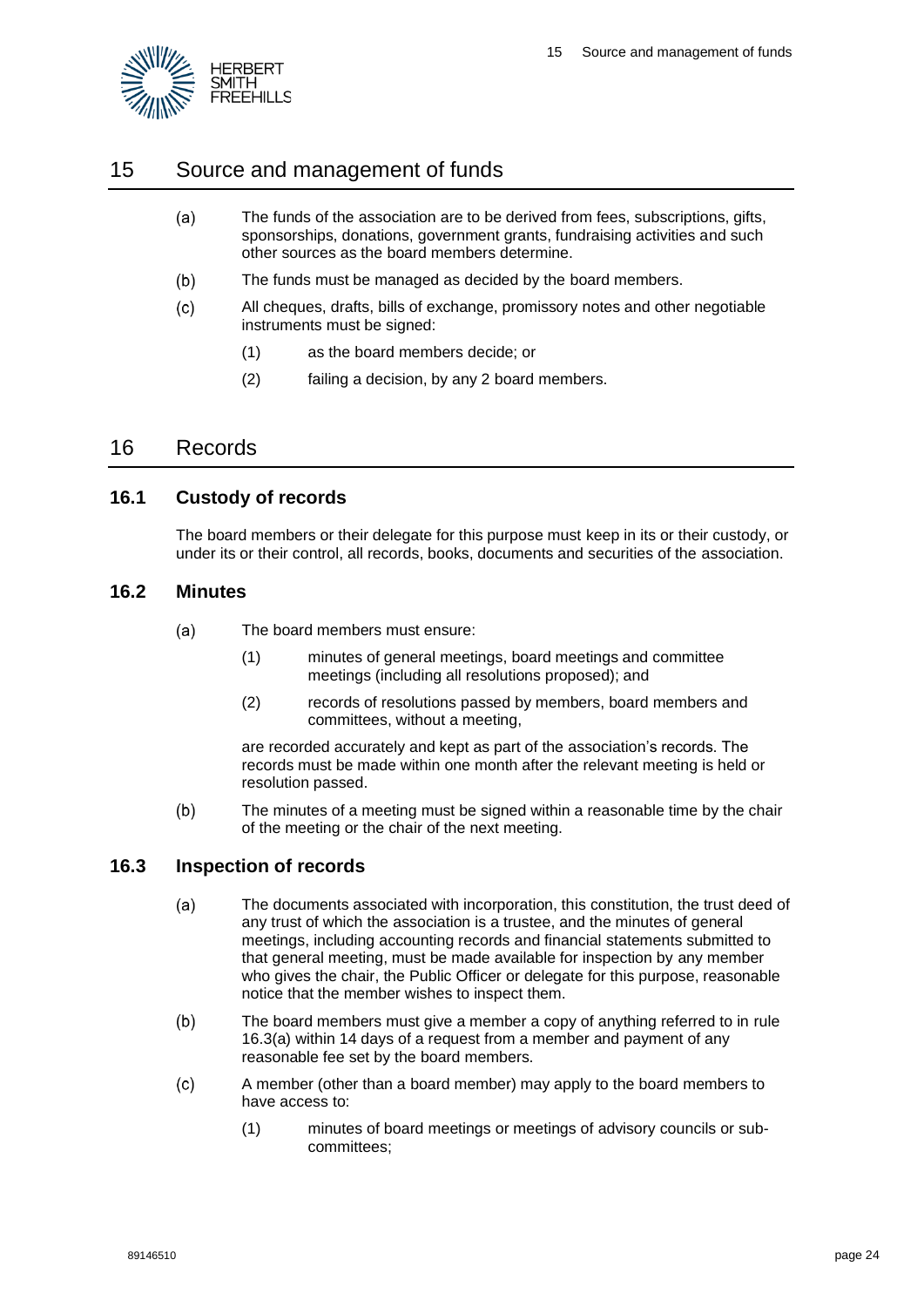## 15 Source and management of funds

(a) The funds of the association are to be derived from fees, subscriptions, gifts, sponsorships, donations, government grants, fundraising activities and such other sources as the board members determine.

(b) The funds must be managed as decided by the board members.

(c) All cheques, drafts, bills of exchange, promissory notes and other negotiable instruments must be signed:

(1) as the board members decide; or

(2) failing a decision, by any 2 board members.

## 16 Records

### 16.1 Custody of records

The board members or their delegate for this purpose must keep in its or their custody, or under its or their control, all records, books, documents and securities of the association.

### 16.2 Minutes

(a) The board members must ensure:

(1) minutes of general meetings, board meetings and committee meetings (including all resolutions proposed); and

(2) records of resolutions passed by members, board members and committees, without a meeting,

are recorded accurately and kept as part of the association's records. The records must be made within one month after the relevant meeting is held or resolution passed.

(b) The minutes of a meeting must be signed within a reasonable time by the chair of the meeting or the chair of the next meeting.

### 16.3 Inspection of records

(a) The documents associated with incorporation, this constitution, the trust deed of any trust of which the association is a trustee, and the minutes of general meetings, including accounting records and financial statements submitted to that general meeting, must be made available for inspection by any member who gives the chair, the Public Officer or delegate for this purpose, reasonable notice that the member wishes to inspect them.

(b) The board members must give a member a copy of anything referred to in rule 16.3(a) within 14 days of a request from a member and payment of any reasonable fee set by the board members.

(c) A member (other than a board member) may apply to the board members to have access to:

(1) minutes of board meetings or meetings of advisory councils or sub-committees;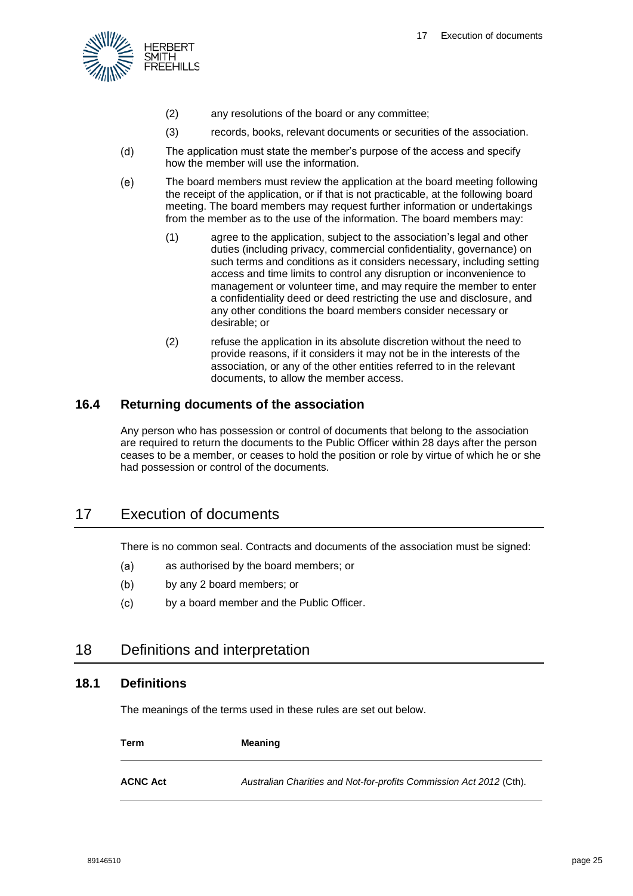(2) any resolutions of the board or any committee;

(3) records, books, relevant documents or securities of the association.

(d) The application must state the member's purpose of the access and specify how the member will use the information.

(e) The board members must review the application at the board meeting following the receipt of the application, or if that is not practicable, at the following board meeting. The board members may request further information or undertakings from the member as to the use of the information. The board members may:

(1) agree to the application, subject to the association's legal and other duties (including privacy, commercial confidentiality, governance) on such terms and conditions as it considers necessary, including setting access and time limits to control any disruption or inconvenience to management or volunteer time, and may require the member to enter a confidentiality deed or deed restricting the use and disclosure, and any other conditions the board members consider necessary or desirable; or

(2) refuse the application in its absolute discretion without the need to provide reasons, if it considers it may not be in the interests of the association, or any of the other entities referred to in the relevant documents, to allow the member access.

### 16.4 Returning documents of the association

Any person who has possession or control of documents that belong to the association are required to return the documents to the Public Officer within 28 days after the person ceases to be a member, or ceases to hold the position or role by virtue of which he or she had possession or control of the documents.

## 17 Execution of documents

There is no common seal. Contracts and documents of the association must be signed:

(a) as authorised by the board members; or

(b) by any 2 board members; or

(c) by a board member and the Public Officer.

## 18 Definitions and interpretation

### 18.1 Definitions

The meanings of the terms used in these rules are set out below.

| Term | Meaning |
| --- | --- |
| **ACNC Act** | *Australian Charities and Not-for-profits Commission Act 2012* (Cth). |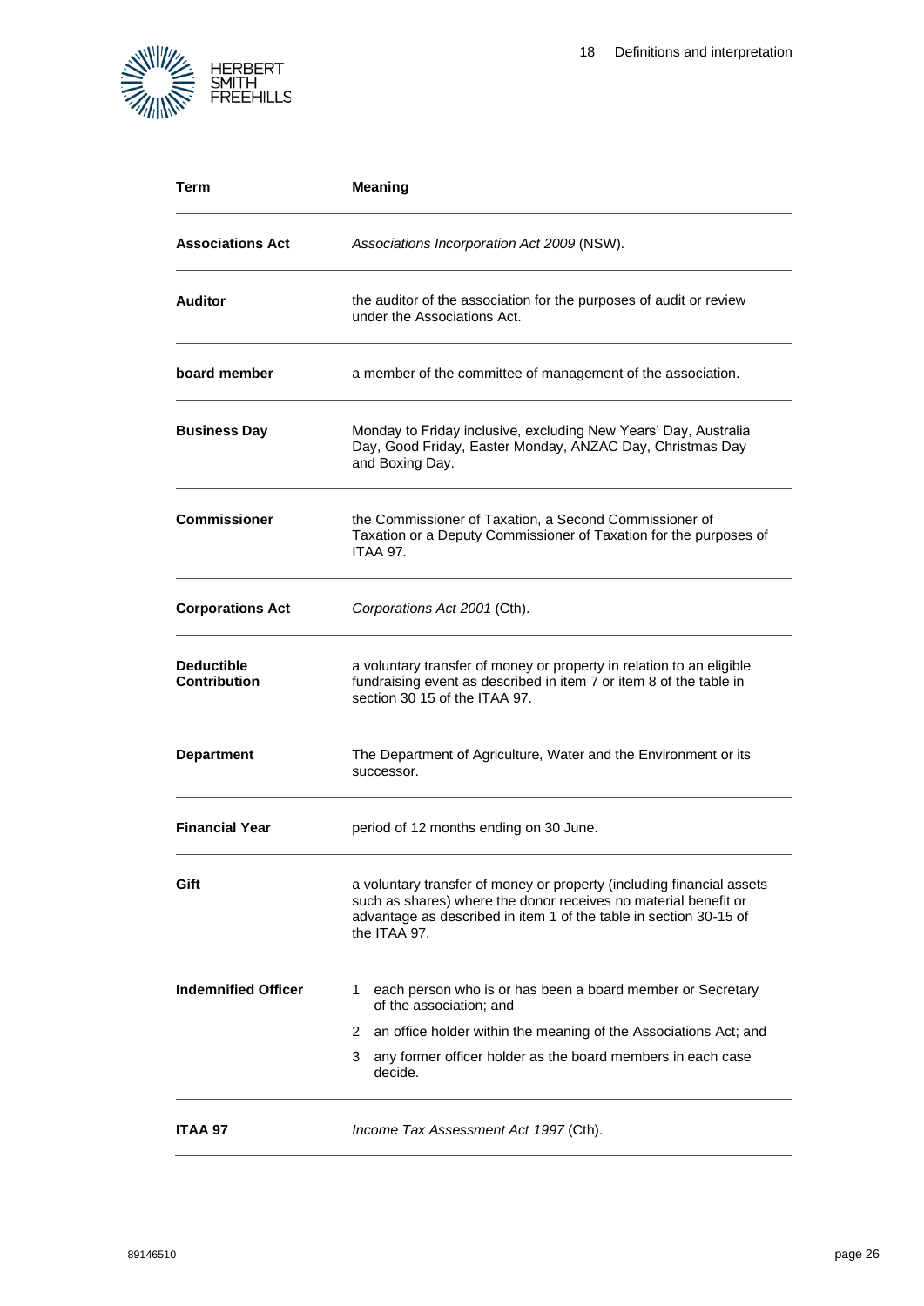| Term | Meaning |
| --- | --- |
| **Associations Act** | *Associations Incorporation Act 2009* (NSW). |
| **Auditor** | the auditor of the association for the purposes of audit or review under the Associations Act. |
| **board member** | a member of the committee of management of the association. |
| **Business Day** | Monday to Friday inclusive, excluding New Years' Day, Australia Day, Good Friday, Easter Monday, ANZAC Day, Christmas Day and Boxing Day. |
| **Commissioner** | the Commissioner of Taxation, a Second Commissioner of Taxation or a Deputy Commissioner of Taxation for the purposes of ITAA 97. |
| **Corporations Act** | *Corporations Act 2001* (Cth). |
| **Deductible Contribution** | a voluntary transfer of money or property in relation to an eligible fundraising event as described in item 7 or item 8 of the table in section 30 15 of the ITAA 97. |
| **Department** | The Department of Agriculture, Water and the Environment or its successor. |
| **Financial Year** | period of 12 months ending on 30 June. |
| **Gift** | a voluntary transfer of money or property (including financial assets such as shares) where the donor receives no material benefit or advantage as described in item 1 of the table in section 30-15 of the ITAA 97. |
| **Indemnified Officer** | 1 each person who is or has been a board member or Secretary of the association; and<br>2 an office holder within the meaning of the Associations Act; and<br>3 any former officer holder as the board members in each case decide. |
| **ITAA 97** | *Income Tax Assessment Act 1997* (Cth). |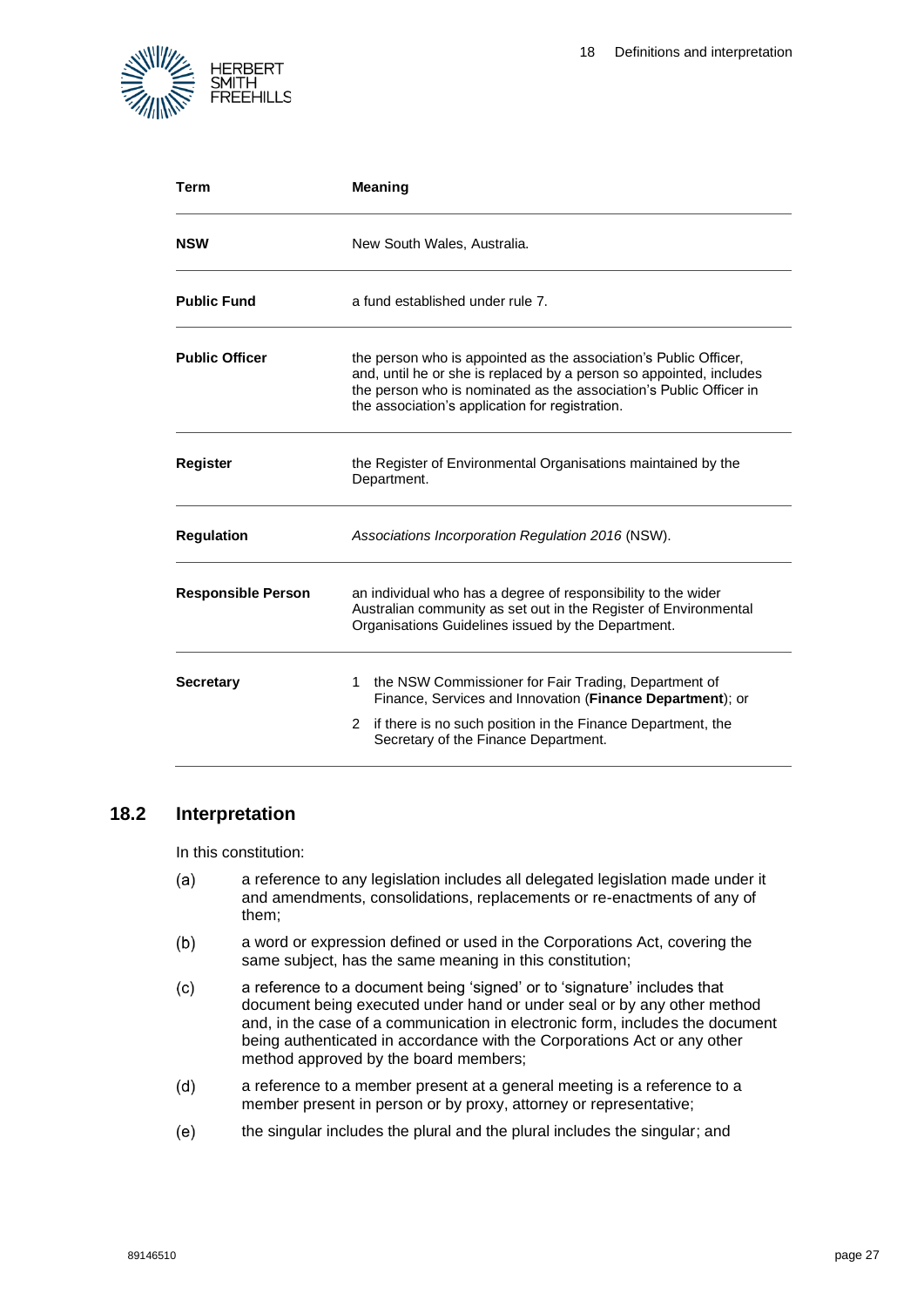| Term | Meaning |
| --- | --- |
| **NSW** | New South Wales, Australia. |
| **Public Fund** | a fund established under rule 7. |
| **Public Officer** | the person who is appointed as the association's Public Officer, and, until he or she is replaced by a person so appointed, includes the person who is nominated as the association's Public Officer in the association's application for registration. |
| **Register** | the Register of Environmental Organisations maintained by the Department. |
| **Regulation** | *Associations Incorporation Regulation 2016* (NSW). |
| **Responsible Person** | an individual who has a degree of responsibility to the wider Australian community as set out in the Register of Environmental Organisations Guidelines issued by the Department. |
| **Secretary** | 1 the NSW Commissioner for Fair Trading, Department of Finance, Services and Innovation (**Finance Department**); or 2 if there is no such position in the Finance Department, the Secretary of the Finance Department. |

## 18.2 Interpretation

In this constitution:

(a) a reference to any legislation includes all delegated legislation made under it and amendments, consolidations, replacements or re-enactments of any of them;

(b) a word or expression defined or used in the Corporations Act, covering the same subject, has the same meaning in this constitution;

(c) a reference to a document being 'signed' or to 'signature' includes that document being executed under hand or under seal or by any other method and, in the case of a communication in electronic form, includes the document being authenticated in accordance with the Corporations Act or any other method approved by the board members;

(d) a reference to a member present at a general meeting is a reference to a member present in person or by proxy, attorney or representative;

(e) the singular includes the plural and the plural includes the singular; and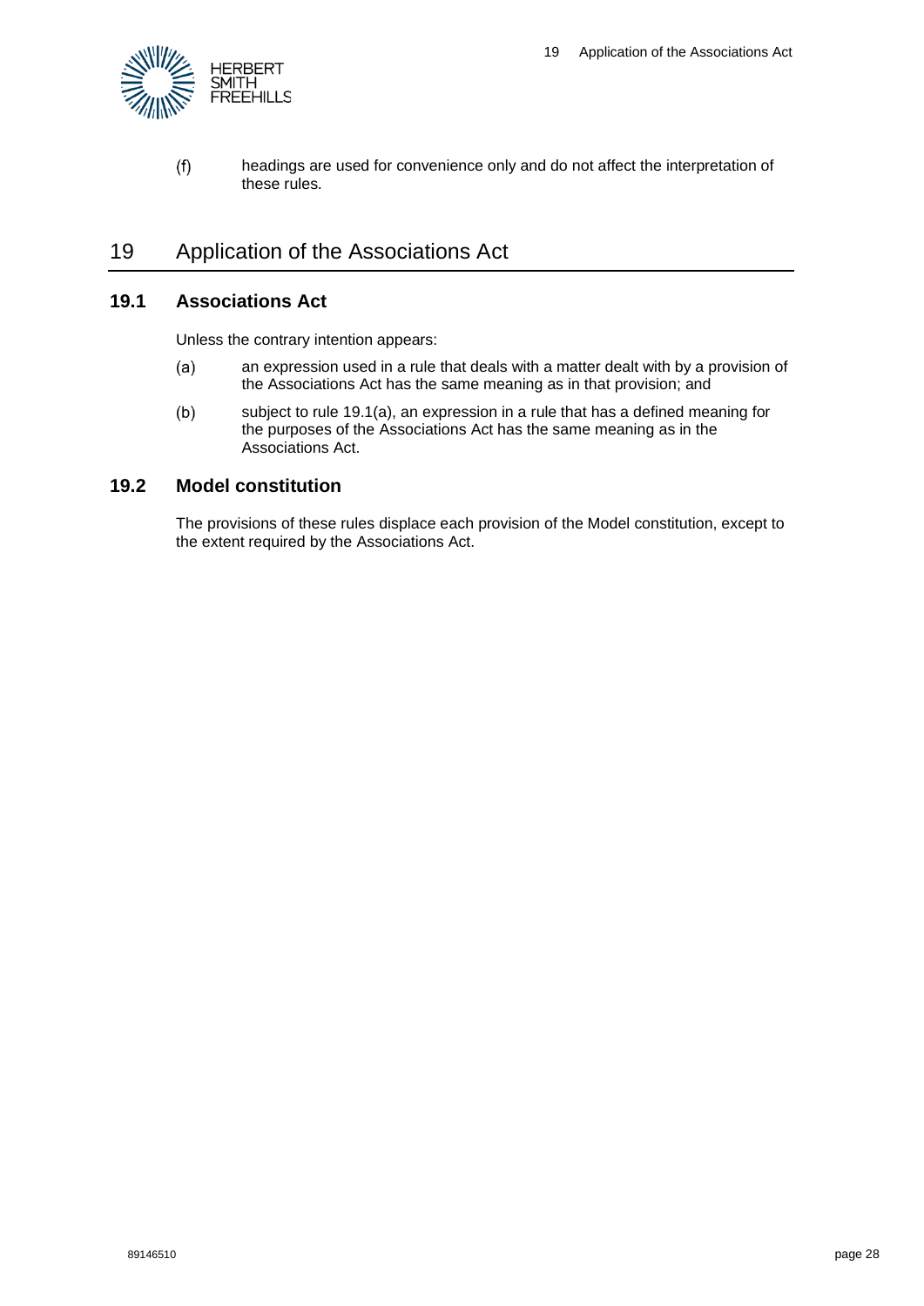(f) headings are used for convenience only and do not affect the interpretation of these rules.

# 19 Application of the Associations Act

## 19.1 Associations Act

Unless the contrary intention appears:

(a) an expression used in a rule that deals with a matter dealt with by a provision of the Associations Act has the same meaning as in that provision; and

(b) subject to rule 19.1(a), an expression in a rule that has a defined meaning for the purposes of the Associations Act has the same meaning as in the Associations Act.

## 19.2 Model constitution

The provisions of these rules displace each provision of the Model constitution, except to the extent required by the Associations Act.